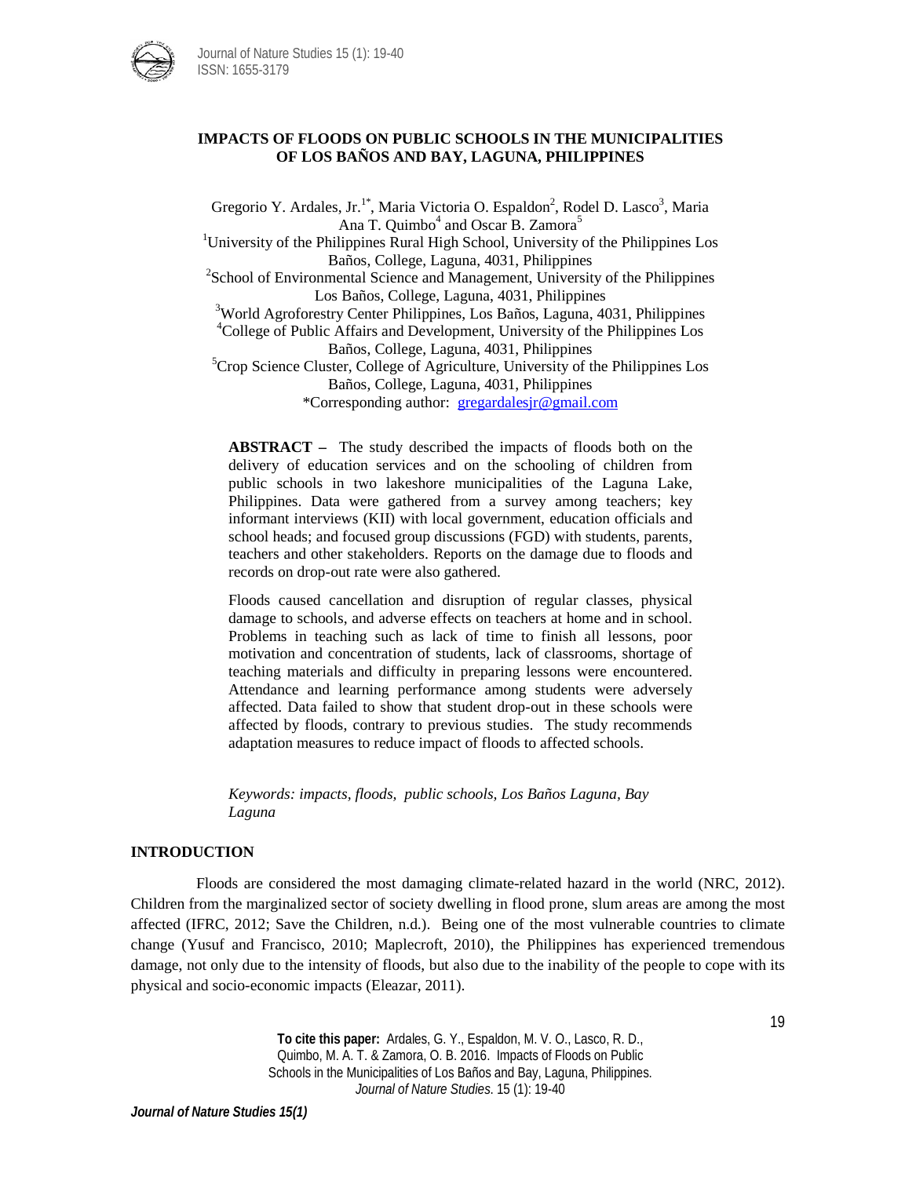# IMPACTS OF FLOODS ON PUBLIC SCHOOLS IN THE MUNICIPALITIES OF LOS BAÑOS AND BAY, LAGUNA, PHILIPPINES

Gregorio Y. Ardales, Jr.[1*], Maria Victoria O. Espaldon[2], Rodel D. Lasco[3], Maria Ana T. Quimbo[4] and Oscar B. Zamora[5]

[1]University of the Philippines Rural High School, University of the Philippines Los Baños, College, Laguna, 4031, Philippines

[2]School of Environmental Science and Management, University of the Philippines Los Baños, College, Laguna, 4031, Philippines

[3]World Agroforestry Center Philippines, Los Baños, Laguna, 4031, Philippines

[4]College of Public Affairs and Development, University of the Philippines Los Baños, College, Laguna, 4031, Philippines

[5]Crop Science Cluster, College of Agriculture, University of the Philippines Los Baños, College, Laguna, 4031, Philippines

*Corresponding author: gregardalesjr@gmail.com

**ABSTRACT –** The study described the impacts of floods both on the delivery of education services and on the schooling of children from public schools in two lakeshore municipalities of the Laguna Lake, Philippines. Data were gathered from a survey among teachers; key informant interviews (KII) with local government, education officials and school heads; and focused group discussions (FGD) with students, parents, teachers and other stakeholders. Reports on the damage due to floods and records on drop-out rate were also gathered.

Floods caused cancellation and disruption of regular classes, physical damage to schools, and adverse effects on teachers at home and in school. Problems in teaching such as lack of time to finish all lessons, poor motivation and concentration of students, lack of classrooms, shortage of teaching materials and difficulty in preparing lessons were encountered. Attendance and learning performance among students were adversely affected. Data failed to show that student drop-out in these schools were affected by floods, contrary to previous studies. The study recommends adaptation measures to reduce impact of floods to affected schools.

*Keywords: impacts, floods, public schools, Los Baños Laguna, Bay Laguna*

## INTRODUCTION

Floods are considered the most damaging climate-related hazard in the world (NRC, 2012). Children from the marginalized sector of society dwelling in flood prone, slum areas are among the most affected (IFRC, 2012; Save the Children, n.d.). Being one of the most vulnerable countries to climate change (Yusuf and Francisco, 2010; Maplecroft, 2010), the Philippines has experienced tremendous damage, not only due to the intensity of floods, but also due to the inability of the people to cope with its physical and socio-economic impacts (Eleazar, 2011).

**To cite this paper:** Ardales, G. Y., Espaldon, M. V. O., Lasco, R. D., Quimbo, M. A. T. & Zamora, O. B. 2016. Impacts of Floods on Public Schools in the Municipalities of Los Baños and Bay, Laguna, Philippines. *Journal of Nature Studies*. 15 (1): 19-40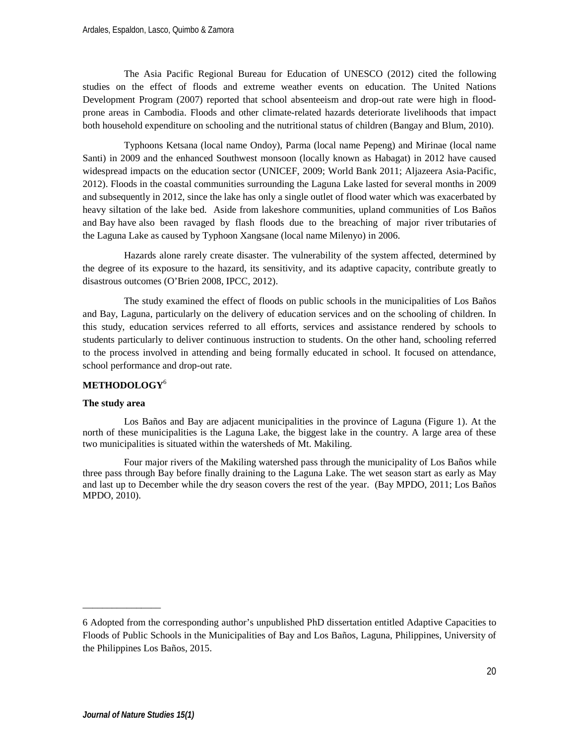The Asia Pacific Regional Bureau for Education of UNESCO (2012) cited the following studies on the effect of floods and extreme weather events on education. The United Nations Development Program (2007) reported that school absenteeism and drop-out rate were high in flood-prone areas in Cambodia. Floods and other climate-related hazards deteriorate livelihoods that impact both household expenditure on schooling and the nutritional status of children (Bangay and Blum, 2010).

Typhoons Ketsana (local name Ondoy), Parma (local name Pepeng) and Mirinae (local name Santi) in 2009 and the enhanced Southwest monsoon (locally known as Habagat) in 2012 have caused widespread impacts on the education sector (UNICEF, 2009; World Bank 2011; Aljazeera Asia-Pacific, 2012). Floods in the coastal communities surrounding the Laguna Lake lasted for several months in 2009 and subsequently in 2012, since the lake has only a single outlet of flood water which was exacerbated by heavy siltation of the lake bed. Aside from lakeshore communities, upland communities of Los Baños and Bay have also been ravaged by flash floods due to the breaching of major river tributaries of the Laguna Lake as caused by Typhoon Xangsane (local name Milenyo) in 2006.

Hazards alone rarely create disaster. The vulnerability of the system affected, determined by the degree of its exposure to the hazard, its sensitivity, and its adaptive capacity, contribute greatly to disastrous outcomes (O'Brien 2008, IPCC, 2012).

The study examined the effect of floods on public schools in the municipalities of Los Baños and Bay, Laguna, particularly on the delivery of education services and on the schooling of children. In this study, education services referred to all efforts, services and assistance rendered by schools to students particularly to deliver continuous instruction to students. On the other hand, schooling referred to the process involved in attending and being formally educated in school. It focused on attendance, school performance and drop-out rate.

## METHODOLOGY[6]

### The study area

Los Baños and Bay are adjacent municipalities in the province of Laguna (Figure 1). At the north of these municipalities is the Laguna Lake, the biggest lake in the country. A large area of these two municipalities is situated within the watersheds of Mt. Makiling.

Four major rivers of the Makiling watershed pass through the municipality of Los Baños while three pass through Bay before finally draining to the Laguna Lake. The wet season start as early as May and last up to December while the dry season covers the rest of the year. (Bay MPDO, 2011; Los Baños MPDO, 2010).

---

6 Adopted from the corresponding author's unpublished PhD dissertation entitled Adaptive Capacities to Floods of Public Schools in the Municipalities of Bay and Los Baños, Laguna, Philippines, University of the Philippines Los Baños, 2015.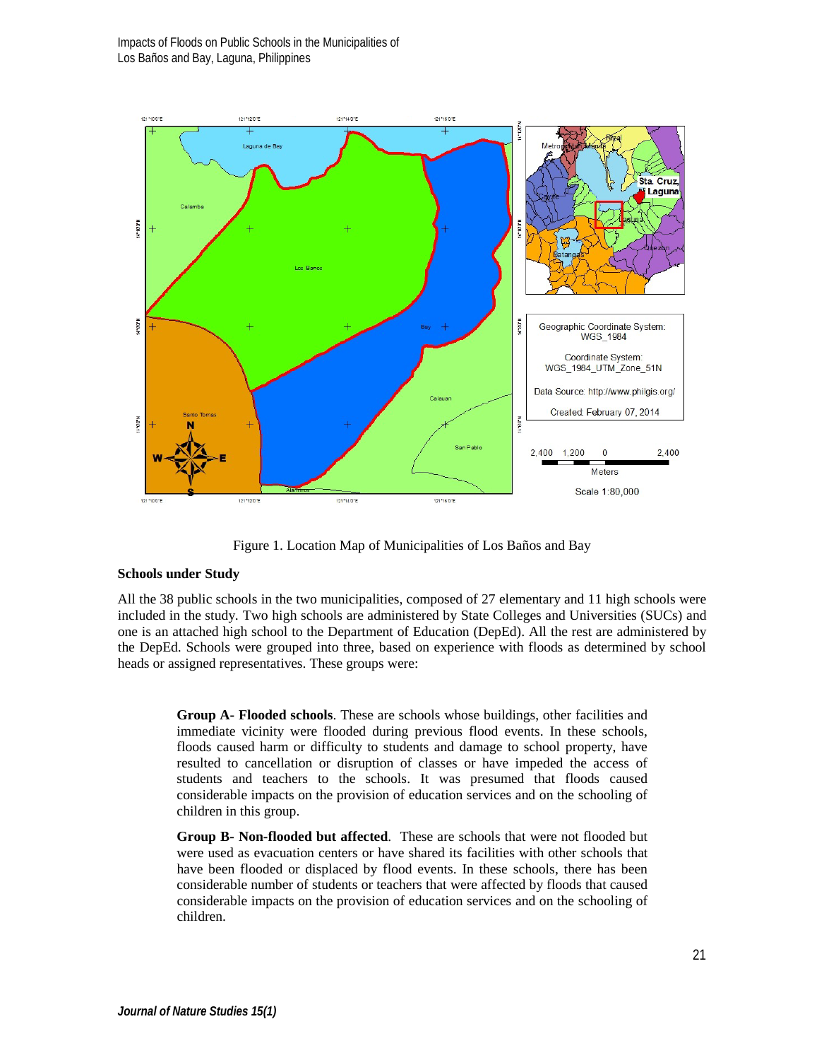Figure 1. Location Map of Municipalities of Los Baños and Bay

### Schools under Study

All the 38 public schools in the two municipalities, composed of 27 elementary and 11 high schools were included in the study. Two high schools are administered by State Colleges and Universities (SUCs) and one is an attached high school to the Department of Education (DepEd). All the rest are administered by the DepEd. Schools were grouped into three, based on experience with floods as determined by school heads or assigned representatives. These groups were:

> **Group A- Flooded schools**. These are schools whose buildings, other facilities and immediate vicinity were flooded during previous flood events. In these schools, floods caused harm or difficulty to students and damage to school property, have resulted to cancellation or disruption of classes or have impeded the access of students and teachers to the schools. It was presumed that floods caused considerable impacts on the provision of education services and on the schooling of children in this group.
>
> **Group B- Non-flooded but affected**. These are schools that were not flooded but were used as evacuation centers or have shared its facilities with other schools that have been flooded or displaced by flood events. In these schools, there has been considerable number of students or teachers that were affected by floods that caused considerable impacts on the provision of education services and on the schooling of children.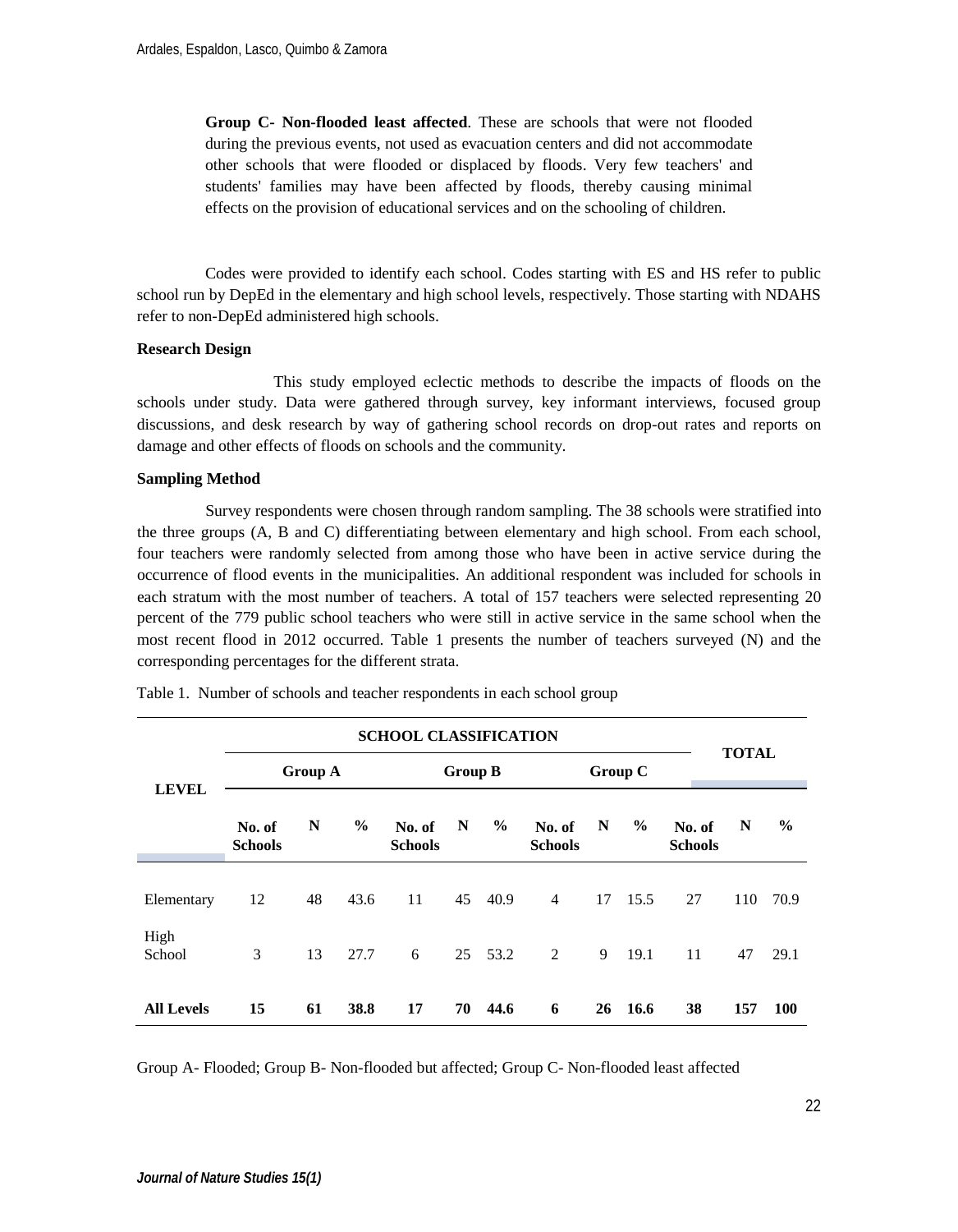**Group C- Non-flooded least affected**. These are schools that were not flooded during the previous events, not used as evacuation centers and did not accommodate other schools that were flooded or displaced by floods. Very few teachers' and students' families may have been affected by floods, thereby causing minimal effects on the provision of educational services and on the schooling of children.

Codes were provided to identify each school. Codes starting with ES and HS refer to public school run by DepEd in the elementary and high school levels, respectively. Those starting with NDAHS refer to non-DepEd administered high schools.

**Research Design**

This study employed eclectic methods to describe the impacts of floods on the schools under study. Data were gathered through survey, key informant interviews, focused group discussions, and desk research by way of gathering school records on drop-out rates and reports on damage and other effects of floods on schools and the community.

**Sampling Method**

Survey respondents were chosen through random sampling. The 38 schools were stratified into the three groups (A, B and C) differentiating between elementary and high school. From each school, four teachers were randomly selected from among those who have been in active service during the occurrence of flood events in the municipalities. An additional respondent was included for schools in each stratum with the most number of teachers. A total of 157 teachers were selected representing 20 percent of the 779 public school teachers who were still in active service in the same school when the most recent flood in 2012 occurred. Table 1 presents the number of teachers surveyed (N) and the corresponding percentages for the different strata.

Table 1. Number of schools and teacher respondents in each school group

| LEVEL | SCHOOL CLASSIFICATION | | | | | | | | | TOTAL | | |
|---|---|---|---|---|---|---|---|---|---|---|---|---|
| | Group A | | | Group B | | | Group C | | | | | |
| | No. of Schools | N | % | No. of Schools | N | % | No. of Schools | N | % | No. of Schools | N | % |
| Elementary | 12 | 48 | 43.6 | 11 | 45 | 40.9 | 4 | 17 | 15.5 | 27 | 110 | 70.9 |
| High School | 3 | 13 | 27.7 | 6 | 25 | 53.2 | 2 | 9 | 19.1 | 11 | 47 | 29.1 |
| **All Levels** | **15** | **61** | **38.8** | **17** | **70** | **44.6** | **6** | **26** | **16.6** | **38** | **157** | **100** |

Group A- Flooded; Group B- Non-flooded but affected; Group C- Non-flooded least affected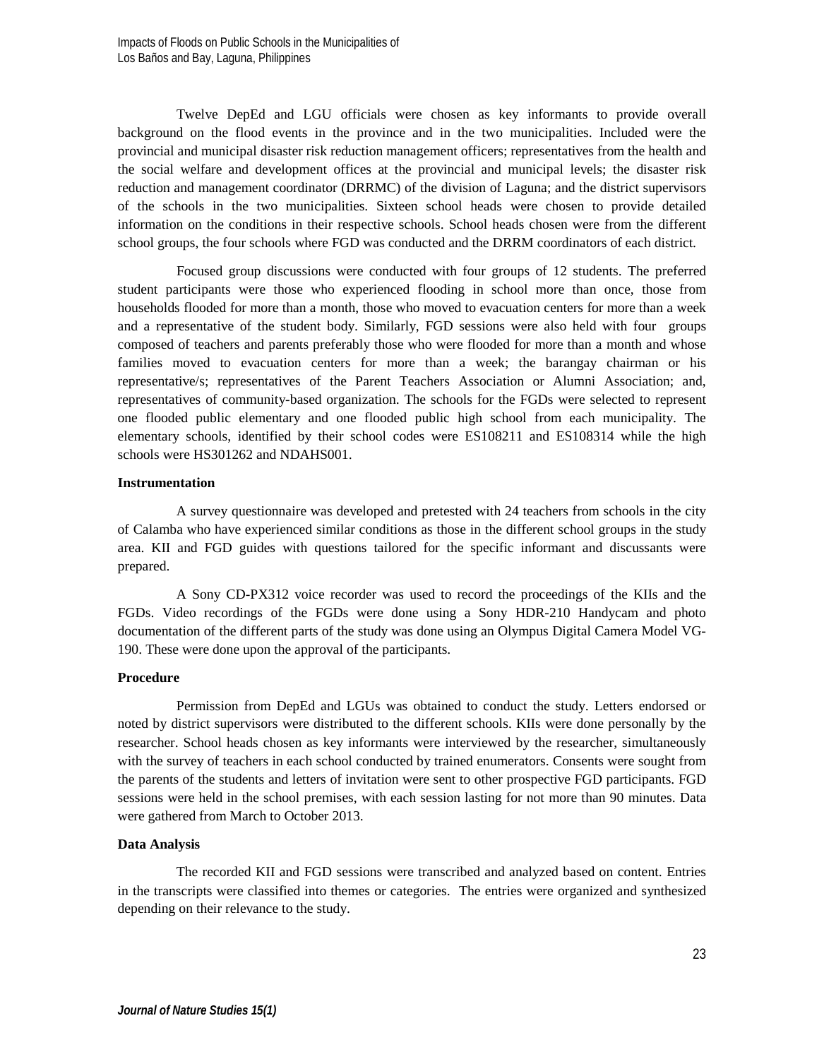Twelve DepEd and LGU officials were chosen as key informants to provide overall background on the flood events in the province and in the two municipalities. Included were the provincial and municipal disaster risk reduction management officers; representatives from the health and the social welfare and development offices at the provincial and municipal levels; the disaster risk reduction and management coordinator (DRRMC) of the division of Laguna; and the district supervisors of the schools in the two municipalities. Sixteen school heads were chosen to provide detailed information on the conditions in their respective schools. School heads chosen were from the different school groups, the four schools where FGD was conducted and the DRRM coordinators of each district.

Focused group discussions were conducted with four groups of 12 students. The preferred student participants were those who experienced flooding in school more than once, those from households flooded for more than a month, those who moved to evacuation centers for more than a week and a representative of the student body. Similarly, FGD sessions were also held with four groups composed of teachers and parents preferably those who were flooded for more than a month and whose families moved to evacuation centers for more than a week; the barangay chairman or his representative/s; representatives of the Parent Teachers Association or Alumni Association; and, representatives of community-based organization. The schools for the FGDs were selected to represent one flooded public elementary and one flooded public high school from each municipality. The elementary schools, identified by their school codes were ES108211 and ES108314 while the high schools were HS301262 and NDAHS001.

### Instrumentation

A survey questionnaire was developed and pretested with 24 teachers from schools in the city of Calamba who have experienced similar conditions as those in the different school groups in the study area. KII and FGD guides with questions tailored for the specific informant and discussants were prepared.

A Sony CD-PX312 voice recorder was used to record the proceedings of the KIIs and the FGDs. Video recordings of the FGDs were done using a Sony HDR-210 Handycam and photo documentation of the different parts of the study was done using an Olympus Digital Camera Model VG-190. These were done upon the approval of the participants.

### Procedure

Permission from DepEd and LGUs was obtained to conduct the study. Letters endorsed or noted by district supervisors were distributed to the different schools. KIIs were done personally by the researcher. School heads chosen as key informants were interviewed by the researcher, simultaneously with the survey of teachers in each school conducted by trained enumerators. Consents were sought from the parents of the students and letters of invitation were sent to other prospective FGD participants. FGD sessions were held in the school premises, with each session lasting for not more than 90 minutes. Data were gathered from March to October 2013.

### Data Analysis

The recorded KII and FGD sessions were transcribed and analyzed based on content. Entries in the transcripts were classified into themes or categories. The entries were organized and synthesized depending on their relevance to the study.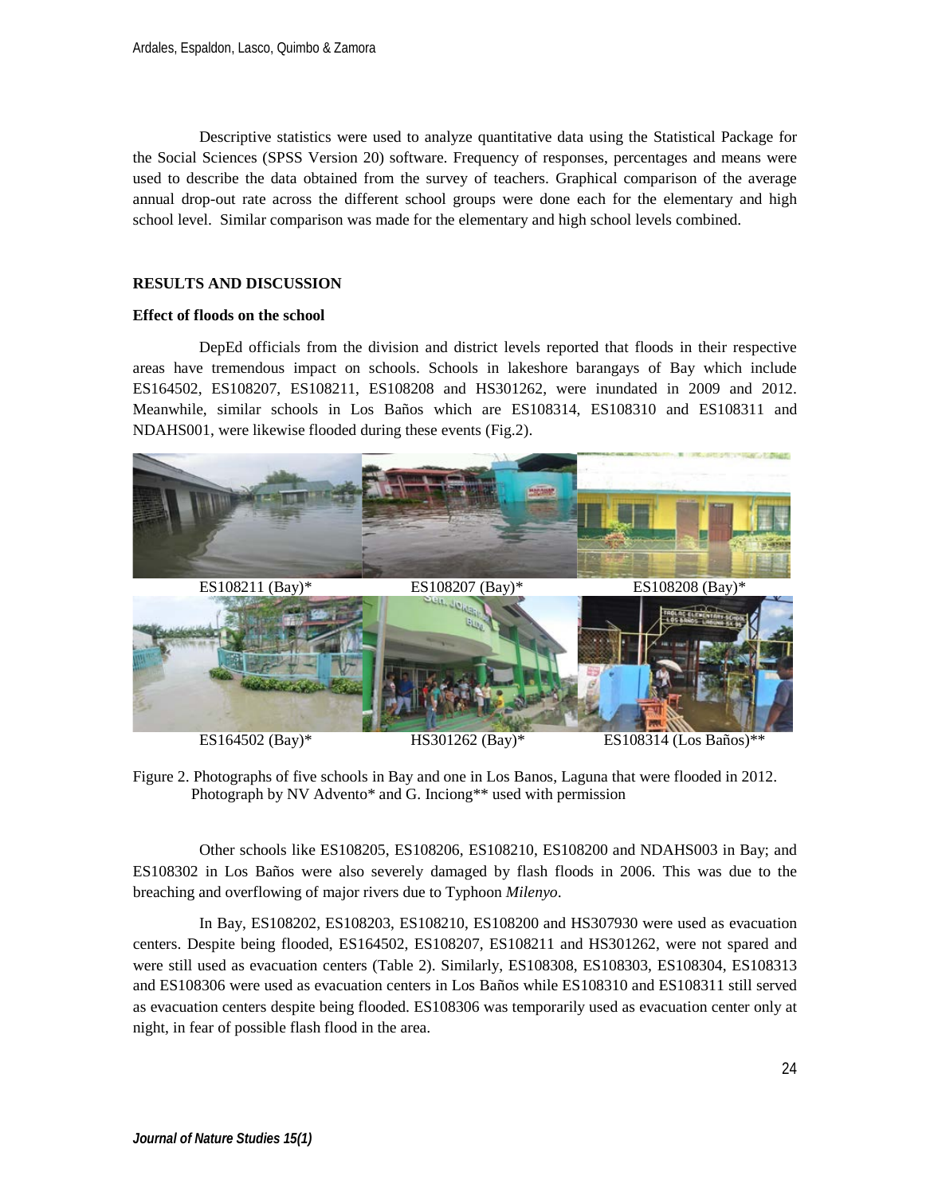Descriptive statistics were used to analyze quantitative data using the Statistical Package for the Social Sciences (SPSS Version 20) software. Frequency of responses, percentages and means were used to describe the data obtained from the survey of teachers. Graphical comparison of the average annual drop-out rate across the different school groups were done each for the elementary and high school level. Similar comparison was made for the elementary and high school levels combined.

## RESULTS AND DISCUSSION

### Effect of floods on the school

DepEd officials from the division and district levels reported that floods in their respective areas have tremendous impact on schools. Schools in lakeshore barangays of Bay which include ES164502, ES108207, ES108211, ES108208 and HS301262, were inundated in 2009 and 2012. Meanwhile, similar schools in Los Baños which are ES108314, ES108310 and ES108311 and NDAHS001, were likewise flooded during these events (Fig.2).

ES108211 (Bay)* ES108207 (Bay)* ES108208 (Bay)*

ES164502 (Bay)* HS301262 (Bay)* ES108314 (Los Baños)**

Figure 2. Photographs of five schools in Bay and one in Los Banos, Laguna that were flooded in 2012. Photograph by NV Advento* and G. Inciong** used with permission

Other schools like ES108205, ES108206, ES108210, ES108200 and NDAHS003 in Bay; and ES108302 in Los Baños were also severely damaged by flash floods in 2006. This was due to the breaching and overflowing of major rivers due to Typhoon *Milenyo*.

In Bay, ES108202, ES108203, ES108210, ES108200 and HS307930 were used as evacuation centers. Despite being flooded, ES164502, ES108207, ES108211 and HS301262, were not spared and were still used as evacuation centers (Table 2). Similarly, ES108308, ES108303, ES108304, ES108313 and ES108306 were used as evacuation centers in Los Baños while ES108310 and ES108311 still served as evacuation centers despite being flooded. ES108306 was temporarily used as evacuation center only at night, in fear of possible flash flood in the area.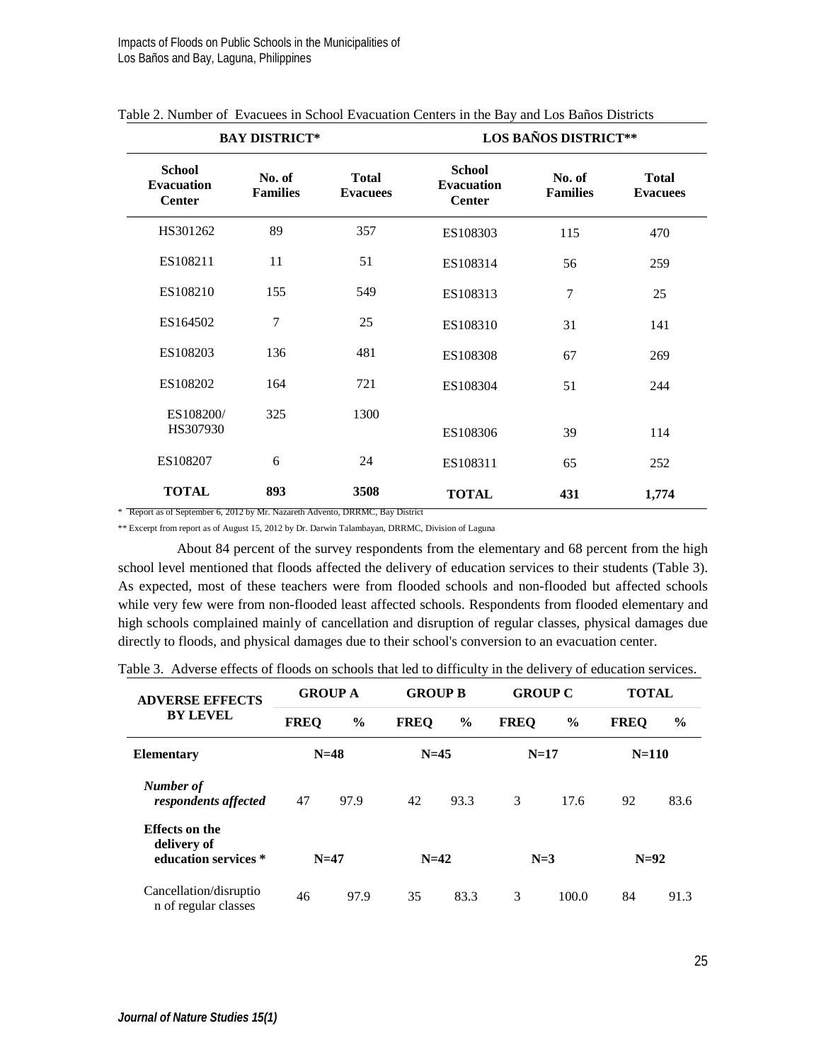Table 2. Number of Evacuees in School Evacuation Centers in the Bay and Los Baños Districts

| BAY DISTRICT* | | | LOS BAÑOS DISTRICT** | | |
|---|---|---|---|---|---|
| **School Evacuation Center** | **No. of Families** | **Total Evacuees** | **School Evacuation Center** | **No. of Families** | **Total Evacuees** |
| HS301262 | 89 | 357 | ES108303 | 115 | 470 |
| ES108211 | 11 | 51 | ES108314 | 56 | 259 |
| ES108210 | 155 | 549 | ES108313 | 7 | 25 |
| ES164502 | 7 | 25 | ES108310 | 31 | 141 |
| ES108203 | 136 | 481 | ES108308 | 67 | 269 |
| ES108202 | 164 | 721 | ES108304 | 51 | 244 |
| ES108200/ HS307930 | 325 | 1300 | ES108306 | 39 | 114 |
| ES108207 | 6 | 24 | ES108311 | 65 | 252 |
| **TOTAL** | **893** | **3508** | **TOTAL** | **431** | **1,774** |

* Report as of September 6, 2012 by Mr. Nazareth Advento, DRRMC, Bay District

** Excerpt from report as of August 15, 2012 by Dr. Darwin Talambayan, DRRMC, Division of Laguna

About 84 percent of the survey respondents from the elementary and 68 percent from the high school level mentioned that floods affected the delivery of education services to their students (Table 3). As expected, most of these teachers were from flooded schools and non-flooded but affected schools while very few were from non-flooded least affected schools. Respondents from flooded elementary and high schools complained mainly of cancellation and disruption of regular classes, physical damages due directly to floods, and physical damages due to their school's conversion to an evacuation center.

Table 3. Adverse effects of floods on schools that led to difficulty in the delivery of education services.

| ADVERSE EFFECTS BY LEVEL | GROUP A | | GROUP B | | GROUP C | | TOTAL | |
|---|---|---|---|---|---|---|---|---|
| | **FREQ** | **%** | **FREQ** | **%** | **FREQ** | **%** | **FREQ** | **%** |
| **Elementary** | N=48 | | N=45 | | N=17 | | N=110 | |
| ***Number of respondents affected*** | 47 | 97.9 | 42 | 93.3 | 3 | 17.6 | 92 | 83.6 |
| **Effects on the delivery of education services *** | N=47 | | N=42 | | N=3 | | N=92 | |
| Cancellation/disruption of regular classes | 46 | 97.9 | 35 | 83.3 | 3 | 100.0 | 84 | 91.3 |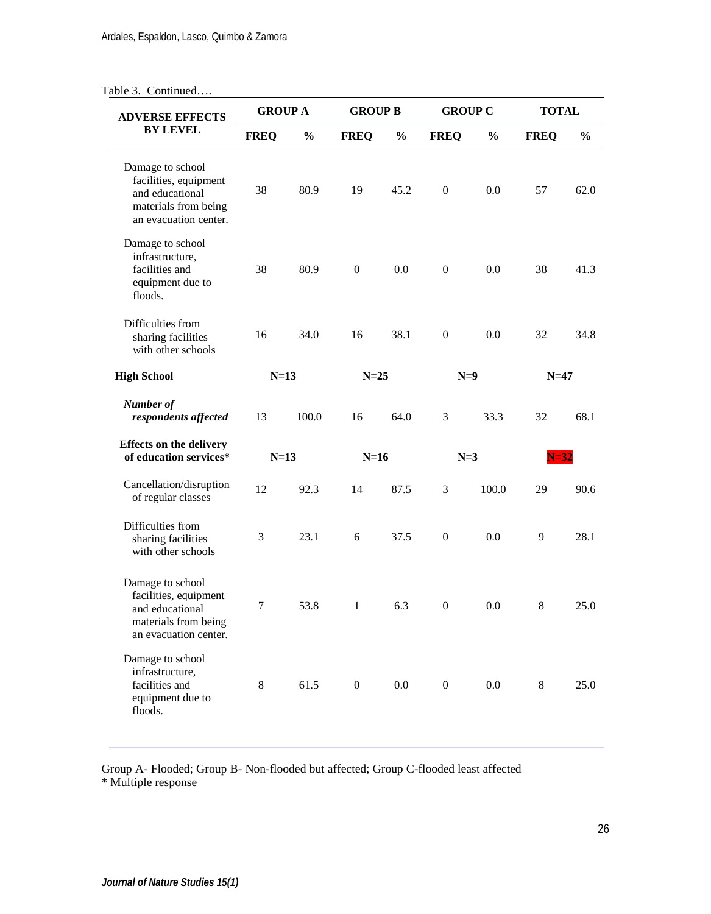Table 3. Continued….

| ADVERSE EFFECTS BY LEVEL | GROUP A | | GROUP B | | GROUP C | | TOTAL | |
|---|---|---|---|---|---|---|---|---|
| | FREQ | % | FREQ | % | FREQ | % | FREQ | % |
| Damage to school facilities, equipment and educational materials from being an evacuation center. | 38 | 80.9 | 19 | 45.2 | 0 | 0.0 | 57 | 62.0 |
| Damage to school infrastructure, facilities and equipment due to floods. | 38 | 80.9 | 0 | 0.0 | 0 | 0.0 | 38 | 41.3 |
| Difficulties from sharing facilities with other schools | 16 | 34.0 | 16 | 38.1 | 0 | 0.0 | 32 | 34.8 |
| **High School** | N=13 | | N=25 | | N=9 | | N=47 | |
| ***Number of respondents affected*** | 13 | 100.0 | 16 | 64.0 | 3 | 33.3 | 32 | 68.1 |
| **Effects on the delivery of education services*** | N=13 | | N=16 | | N=3 | | N=32 | |
| Cancellation/disruption of regular classes | 12 | 92.3 | 14 | 87.5 | 3 | 100.0 | 29 | 90.6 |
| Difficulties from sharing facilities with other schools | 3 | 23.1 | 6 | 37.5 | 0 | 0.0 | 9 | 28.1 |
| Damage to school facilities, equipment and educational materials from being an evacuation center. | 7 | 53.8 | 1 | 6.3 | 0 | 0.0 | 8 | 25.0 |
| Damage to school infrastructure, facilities and equipment due to floods. | 8 | 61.5 | 0 | 0.0 | 0 | 0.0 | 8 | 25.0 |

Group A- Flooded; Group B- Non-flooded but affected; Group C-flooded least affected
* Multiple response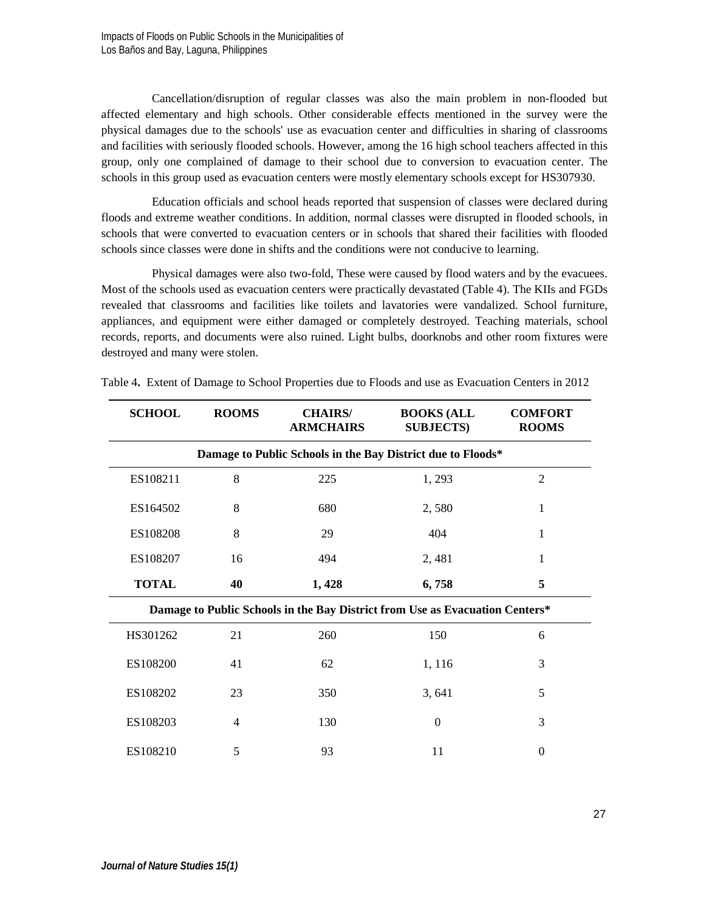Cancellation/disruption of regular classes was also the main problem in non-flooded but affected elementary and high schools. Other considerable effects mentioned in the survey were the physical damages due to the schools' use as evacuation center and difficulties in sharing of classrooms and facilities with seriously flooded schools. However, among the 16 high school teachers affected in this group, only one complained of damage to their school due to conversion to evacuation center. The schools in this group used as evacuation centers were mostly elementary schools except for HS307930.

Education officials and school heads reported that suspension of classes were declared during floods and extreme weather conditions. In addition, normal classes were disrupted in flooded schools, in schools that were converted to evacuation centers or in schools that shared their facilities with flooded schools since classes were done in shifts and the conditions were not conducive to learning.

Physical damages were also two-fold, These were caused by flood waters and by the evacuees. Most of the schools used as evacuation centers were practically devastated (Table 4). The KIIs and FGDs revealed that classrooms and facilities like toilets and lavatories were vandalized. School furniture, appliances, and equipment were either damaged or completely destroyed. Teaching materials, school records, reports, and documents were also ruined. Light bulbs, doorknobs and other room fixtures were destroyed and many were stolen.

Table 4**.** Extent of Damage to School Properties due to Floods and use as Evacuation Centers in 2012

| SCHOOL | ROOMS | CHAIRS/ ARMCHAIRS | BOOKS (ALL SUBJECTS) | COMFORT ROOMS |
|---|---|---|---|---|
| **Damage to Public Schools in the Bay District due to Floods*** | | | | |
| ES108211 | 8 | 225 | 1, 293 | 2 |
| ES164502 | 8 | 680 | 2, 580 | 1 |
| ES108208 | 8 | 29 | 404 | 1 |
| ES108207 | 16 | 494 | 2, 481 | 1 |
| **TOTAL** | **40** | **1, 428** | **6, 758** | **5** |
| **Damage to Public Schools in the Bay District from Use as Evacuation Centers*** | | | | |
| HS301262 | 21 | 260 | 150 | 6 |
| ES108200 | 41 | 62 | 1, 116 | 3 |
| ES108202 | 23 | 350 | 3, 641 | 5 |
| ES108203 | 4 | 130 | 0 | 3 |
| ES108210 | 5 | 93 | 11 | 0 |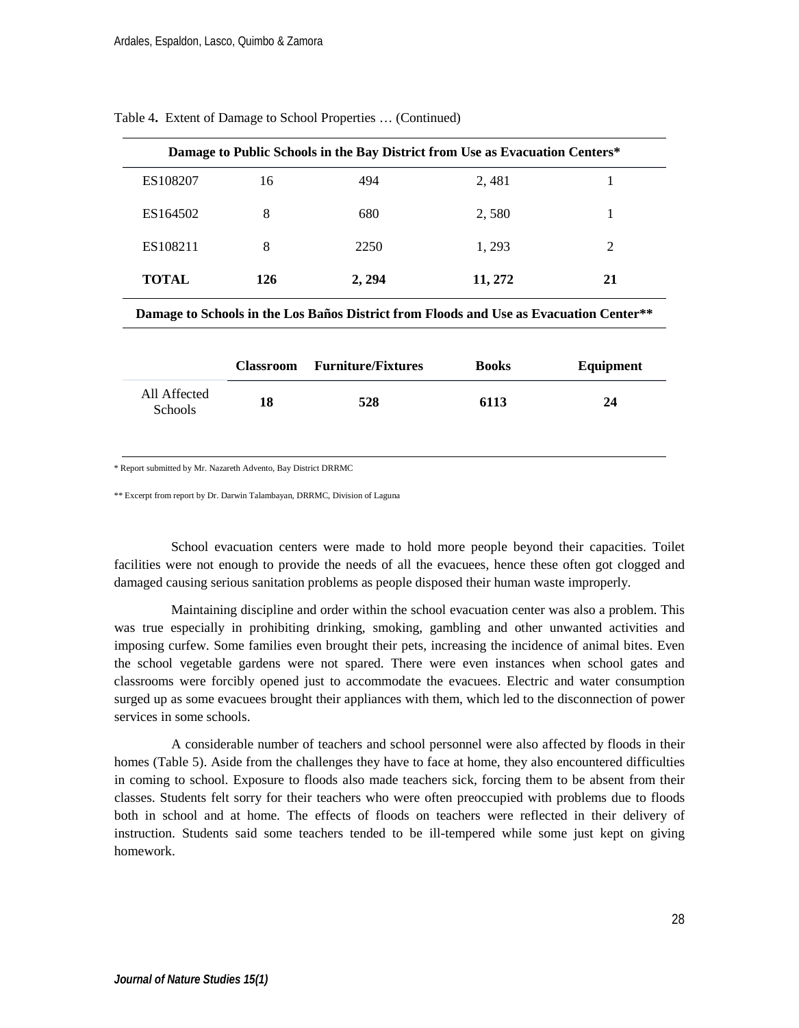Table 4. Extent of Damage to School Properties … (Continued)

| Damage to Public Schools in the Bay District from Use as Evacuation Centers* | | | | |
|---|---|---|---|---|
| ES108207 | 16 | 494 | 2, 481 | 1 |
| ES164502 | 8 | 680 | 2, 580 | 1 |
| ES108211 | 8 | 2250 | 1, 293 | 2 |
| **TOTAL** | **126** | **2, 294** | **11, 272** | **21** |

**Damage to Schools in the Los Baños District from Floods and Use as Evacuation Center****

| | Classroom | Furniture/Fixtures | Books | Equipment |
|---|---|---|---|---|
| All Affected Schools | **18** | **528** | **6113** | **24** |

* Report submitted by Mr. Nazareth Advento, Bay District DRRMC

** Excerpt from report by Dr. Darwin Talambayan, DRRMC, Division of Laguna

School evacuation centers were made to hold more people beyond their capacities. Toilet facilities were not enough to provide the needs of all the evacuees, hence these often got clogged and damaged causing serious sanitation problems as people disposed their human waste improperly.

Maintaining discipline and order within the school evacuation center was also a problem. This was true especially in prohibiting drinking, smoking, gambling and other unwanted activities and imposing curfew. Some families even brought their pets, increasing the incidence of animal bites. Even the school vegetable gardens were not spared. There were even instances when school gates and classrooms were forcibly opened just to accommodate the evacuees. Electric and water consumption surged up as some evacuees brought their appliances with them, which led to the disconnection of power services in some schools.

A considerable number of teachers and school personnel were also affected by floods in their homes (Table 5). Aside from the challenges they have to face at home, they also encountered difficulties in coming to school. Exposure to floods also made teachers sick, forcing them to be absent from their classes. Students felt sorry for their teachers who were often preoccupied with problems due to floods both in school and at home. The effects of floods on teachers were reflected in their delivery of instruction. Students said some teachers tended to be ill-tempered while some just kept on giving homework.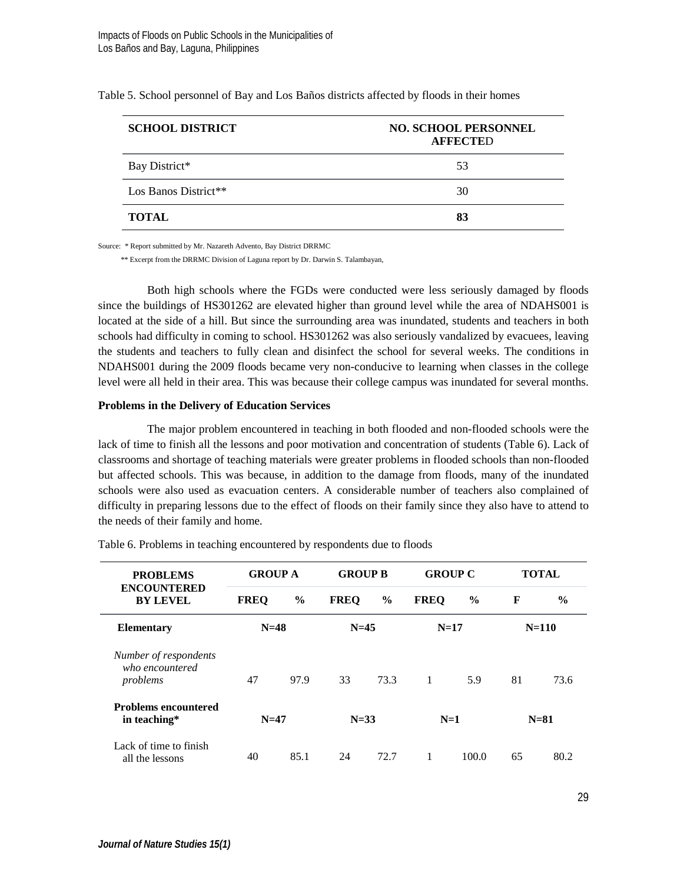Table 5. School personnel of Bay and Los Baños districts affected by floods in their homes

| SCHOOL DISTRICT | NO. SCHOOL PERSONNEL AFFECTED |
|---|---|
| Bay District* | 53 |
| Los Banos District** | 30 |
| **TOTAL** | **83** |

Source: * Report submitted by Mr. Nazareth Advento, Bay District DRRMC

** Excerpt from the DRRMC Division of Laguna report by Dr. Darwin S. Talambayan,

Both high schools where the FGDs were conducted were less seriously damaged by floods since the buildings of HS301262 are elevated higher than ground level while the area of NDAHS001 is located at the side of a hill. But since the surrounding area was inundated, students and teachers in both schools had difficulty in coming to school. HS301262 was also seriously vandalized by evacuees, leaving the students and teachers to fully clean and disinfect the school for several weeks. The conditions in NDAHS001 during the 2009 floods became very non-conducive to learning when classes in the college level were all held in their area. This was because their college campus was inundated for several months.

**Problems in the Delivery of Education Services**

The major problem encountered in teaching in both flooded and non-flooded schools were the lack of time to finish all the lessons and poor motivation and concentration of students (Table 6). Lack of classrooms and shortage of teaching materials were greater problems in flooded schools than non-flooded but affected schools. This was because, in addition to the damage from floods, many of the inundated schools were also used as evacuation centers. A considerable number of teachers also complained of difficulty in preparing lessons due to the effect of floods on their family since they also have to attend to the needs of their family and home.

Table 6. Problems in teaching encountered by respondents due to floods

| PROBLEMS ENCOUNTERED BY LEVEL | GROUP A | | GROUP B | | GROUP C | | TOTAL | |
|---|---|---|---|---|---|---|---|---|
| | FREQ | % | FREQ | % | FREQ | % | F | % |
| **Elementary** | N=48 | | N=45 | | N=17 | | N=110 | |
| *Number of respondents who encountered problems* | 47 | 97.9 | 33 | 73.3 | 1 | 5.9 | 81 | 73.6 |
| **Problems encountered in teaching*** | N=47 | | N=33 | | N=1 | | N=81 | |
| Lack of time to finish all the lessons | 40 | 85.1 | 24 | 72.7 | 1 | 100.0 | 65 | 80.2 |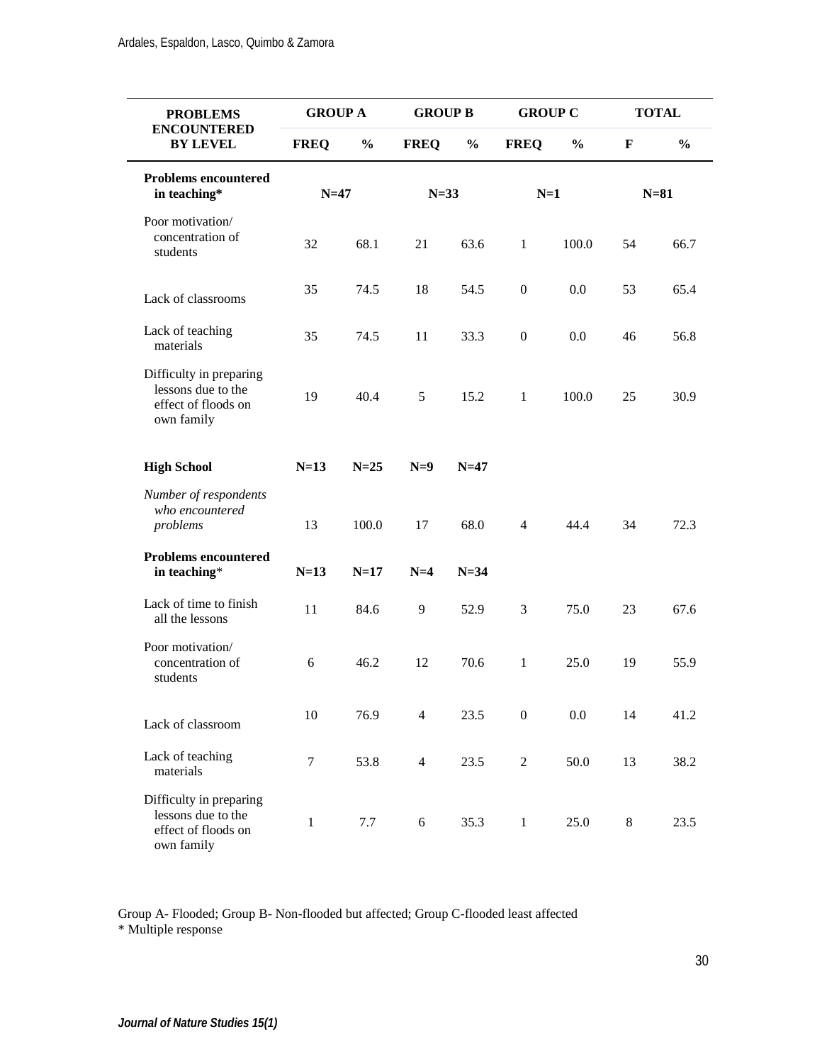| PROBLEMS ENCOUNTERED BY LEVEL | GROUP A | | GROUP B | | GROUP C | | TOTAL | |
|---|---|---|---|---|---|---|---|---|
| | FREQ | % | FREQ | % | FREQ | % | F | % |
| **Problems encountered in teaching*** | N=47 | | N=33 | | N=1 | | N=81 | |
| Poor motivation/ concentration of students | 32 | 68.1 | 21 | 63.6 | 1 | 100.0 | 54 | 66.7 |
| Lack of classrooms | 35 | 74.5 | 18 | 54.5 | 0 | 0.0 | 53 | 65.4 |
| Lack of teaching materials | 35 | 74.5 | 11 | 33.3 | 0 | 0.0 | 46 | 56.8 |
| Difficulty in preparing lessons due to the effect of floods on own family | 19 | 40.4 | 5 | 15.2 | 1 | 100.0 | 25 | 30.9 |
| **High School** | **N=13** | **N=25** | **N=9** | **N=47** | | | | |
| *Number of respondents who encountered problems* | 13 | 100.0 | 17 | 68.0 | 4 | 44.4 | 34 | 72.3 |
| **Problems encountered in teaching*** | **N=13** | **N=17** | **N=4** | **N=34** | | | | |
| Lack of time to finish all the lessons | 11 | 84.6 | 9 | 52.9 | 3 | 75.0 | 23 | 67.6 |
| Poor motivation/ concentration of students | 6 | 46.2 | 12 | 70.6 | 1 | 25.0 | 19 | 55.9 |
| Lack of classroom | 10 | 76.9 | 4 | 23.5 | 0 | 0.0 | 14 | 41.2 |
| Lack of teaching materials | 7 | 53.8 | 4 | 23.5 | 2 | 50.0 | 13 | 38.2 |
| Difficulty in preparing lessons due to the effect of floods on own family | 1 | 7.7 | 6 | 35.3 | 1 | 25.0 | 8 | 23.5 |

Group A- Flooded; Group B- Non-flooded but affected; Group C-flooded least affected
* Multiple response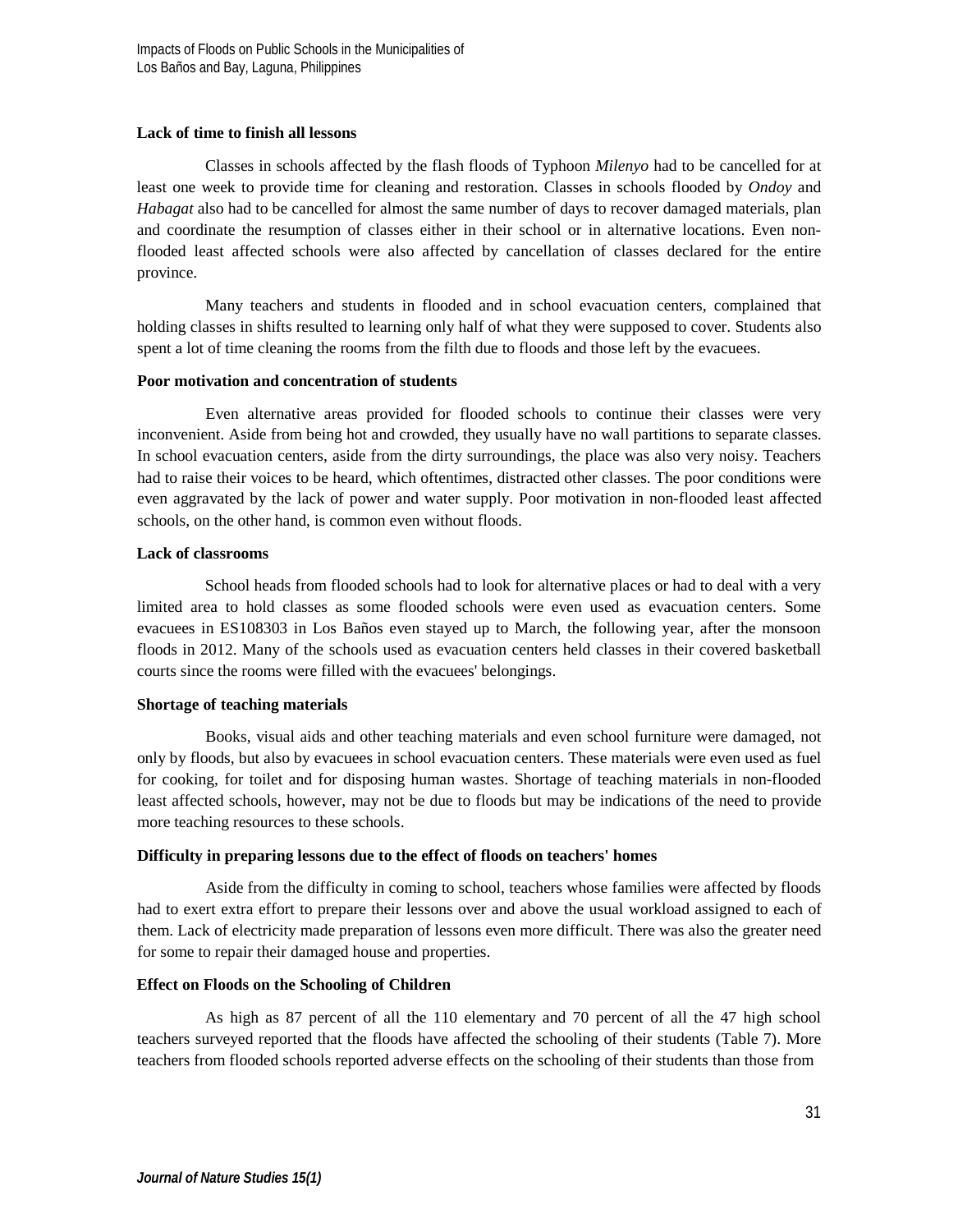**Lack of time to finish all lessons**

Classes in schools affected by the flash floods of Typhoon *Milenyo* had to be cancelled for at least one week to provide time for cleaning and restoration. Classes in schools flooded by *Ondoy* and *Habagat* also had to be cancelled for almost the same number of days to recover damaged materials, plan and coordinate the resumption of classes either in their school or in alternative locations. Even non-flooded least affected schools were also affected by cancellation of classes declared for the entire province.

Many teachers and students in flooded and in school evacuation centers, complained that holding classes in shifts resulted to learning only half of what they were supposed to cover. Students also spent a lot of time cleaning the rooms from the filth due to floods and those left by the evacuees.

**Poor motivation and concentration of students**

Even alternative areas provided for flooded schools to continue their classes were very inconvenient. Aside from being hot and crowded, they usually have no wall partitions to separate classes. In school evacuation centers, aside from the dirty surroundings, the place was also very noisy. Teachers had to raise their voices to be heard, which oftentimes, distracted other classes. The poor conditions were even aggravated by the lack of power and water supply. Poor motivation in non-flooded least affected schools, on the other hand, is common even without floods.

**Lack of classrooms**

School heads from flooded schools had to look for alternative places or had to deal with a very limited area to hold classes as some flooded schools were even used as evacuation centers. Some evacuees in ES108303 in Los Baños even stayed up to March, the following year, after the monsoon floods in 2012. Many of the schools used as evacuation centers held classes in their covered basketball courts since the rooms were filled with the evacuees' belongings.

**Shortage of teaching materials**

Books, visual aids and other teaching materials and even school furniture were damaged, not only by floods, but also by evacuees in school evacuation centers. These materials were even used as fuel for cooking, for toilet and for disposing human wastes. Shortage of teaching materials in non-flooded least affected schools, however, may not be due to floods but may be indications of the need to provide more teaching resources to these schools.

**Difficulty in preparing lessons due to the effect of floods on teachers' homes**

Aside from the difficulty in coming to school, teachers whose families were affected by floods had to exert extra effort to prepare their lessons over and above the usual workload assigned to each of them. Lack of electricity made preparation of lessons even more difficult. There was also the greater need for some to repair their damaged house and properties.

**Effect on Floods on the Schooling of Children**

As high as 87 percent of all the 110 elementary and 70 percent of all the 47 high school teachers surveyed reported that the floods have affected the schooling of their students (Table 7). More teachers from flooded schools reported adverse effects on the schooling of their students than those from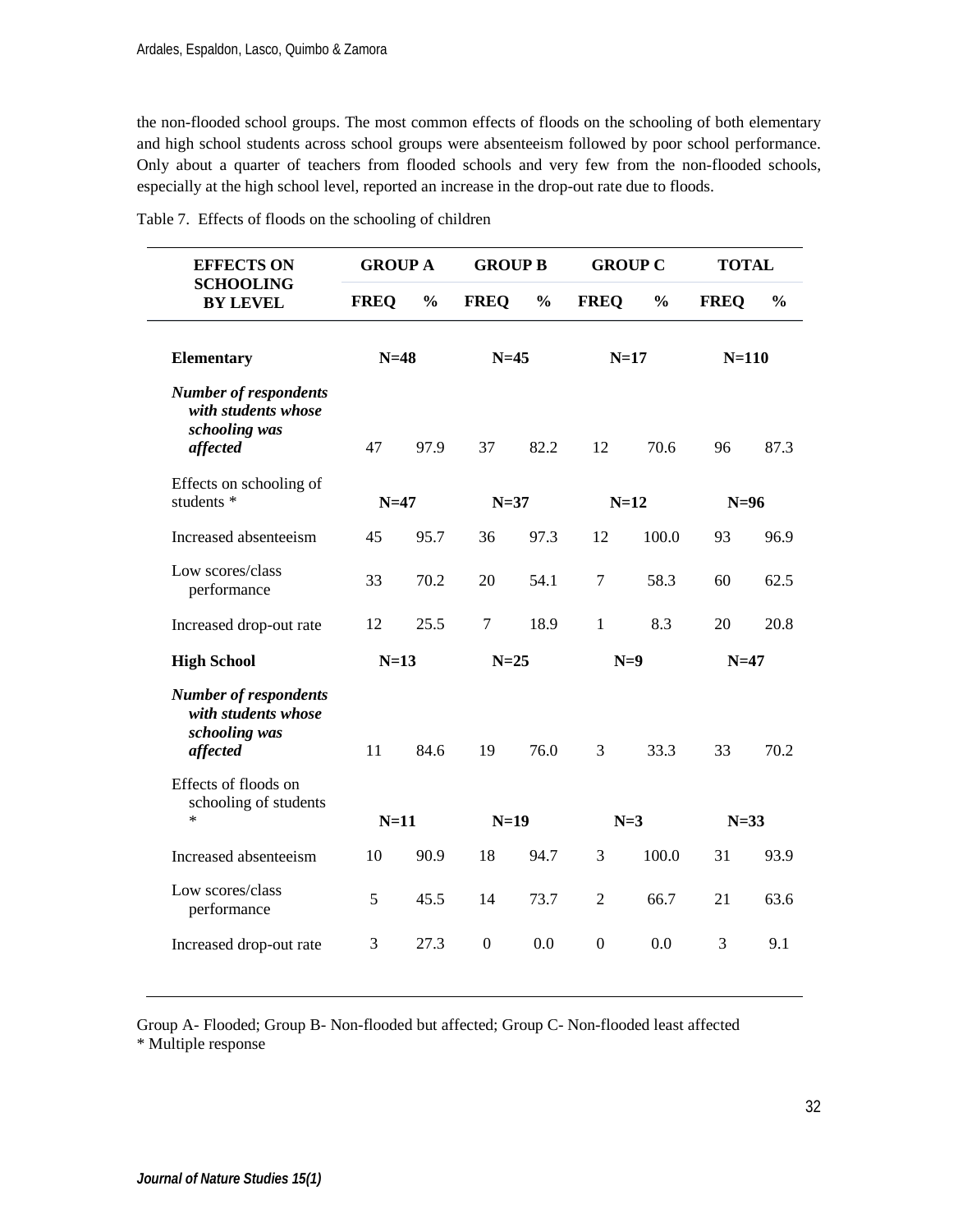the non-flooded school groups. The most common effects of floods on the schooling of both elementary and high school students across school groups were absenteeism followed by poor school performance. Only about a quarter of teachers from flooded schools and very few from the non-flooded schools, especially at the high school level, reported an increase in the drop-out rate due to floods.

Table 7. Effects of floods on the schooling of children

| EFFECTS ON SCHOOLING BY LEVEL | GROUP A | | GROUP B | | GROUP C | | TOTAL | |
|---|---|---|---|---|---|---|---|---|
| | FREQ | % | FREQ | % | FREQ | % | FREQ | % |
| **Elementary** | **N=48** | | **N=45** | | **N=17** | | **N=110** | |
| ***Number of respondents with students whose schooling was affected*** | 47 | 97.9 | 37 | 82.2 | 12 | 70.6 | 96 | 87.3 |
| Effects on schooling of students * | **N=47** | | **N=37** | | **N=12** | | **N=96** | |
| Increased absenteeism | 45 | 95.7 | 36 | 97.3 | 12 | 100.0 | 93 | 96.9 |
| Low scores/class performance | 33 | 70.2 | 20 | 54.1 | 7 | 58.3 | 60 | 62.5 |
| Increased drop-out rate | 12 | 25.5 | 7 | 18.9 | 1 | 8.3 | 20 | 20.8 |
| **High School** | **N=13** | | **N=25** | | **N=9** | | **N=47** | |
| ***Number of respondents with students whose schooling was affected*** | 11 | 84.6 | 19 | 76.0 | 3 | 33.3 | 33 | 70.2 |
| Effects of floods on schooling of students * | **N=11** | | **N=19** | | **N=3** | | **N=33** | |
| Increased absenteeism | 10 | 90.9 | 18 | 94.7 | 3 | 100.0 | 31 | 93.9 |
| Low scores/class performance | 5 | 45.5 | 14 | 73.7 | 2 | 66.7 | 21 | 63.6 |
| Increased drop-out rate | 3 | 27.3 | 0 | 0.0 | 0 | 0.0 | 3 | 9.1 |

Group A- Flooded; Group B- Non-flooded but affected; Group C- Non-flooded least affected
* Multiple response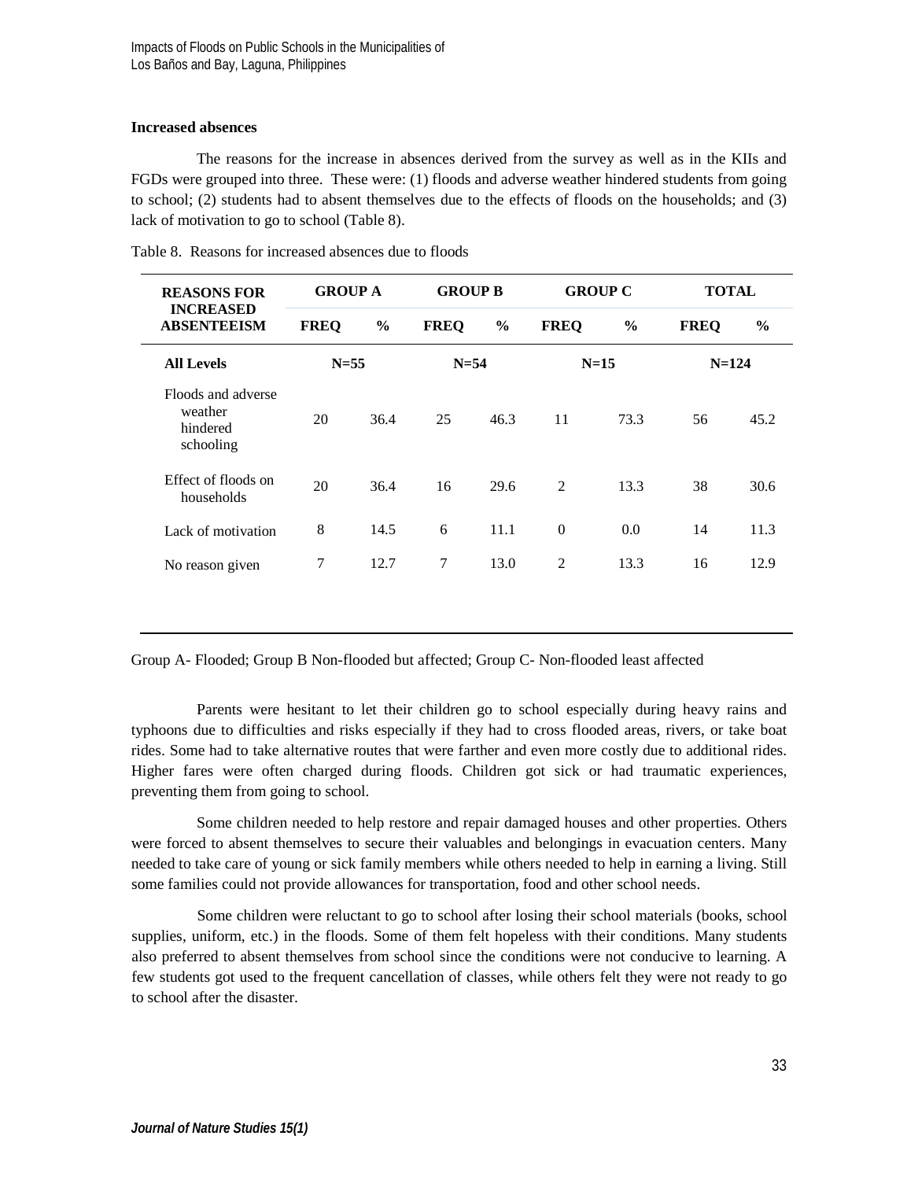### Increased absences

The reasons for the increase in absences derived from the survey as well as in the KIIs and FGDs were grouped into three. These were: (1) floods and adverse weather hindered students from going to school; (2) students had to absent themselves due to the effects of floods on the households; and (3) lack of motivation to go to school (Table 8).

Table 8. Reasons for increased absences due to floods

| REASONS FOR INCREASED ABSENTEEISM | GROUP A | | GROUP B | | GROUP C | | TOTAL | |
|---|---|---|---|---|---|---|---|---|
| | FREQ | % | FREQ | % | FREQ | % | FREQ | % |
| **All Levels** | N=55 | | N=54 | | N=15 | | N=124 | |
| Floods and adverse weather hindered schooling | 20 | 36.4 | 25 | 46.3 | 11 | 73.3 | 56 | 45.2 |
| Effect of floods on households | 20 | 36.4 | 16 | 29.6 | 2 | 13.3 | 38 | 30.6 |
| Lack of motivation | 8 | 14.5 | 6 | 11.1 | 0 | 0.0 | 14 | 11.3 |
| No reason given | 7 | 12.7 | 7 | 13.0 | 2 | 13.3 | 16 | 12.9 |

Group A- Flooded; Group B Non-flooded but affected; Group C- Non-flooded least affected

Parents were hesitant to let their children go to school especially during heavy rains and typhoons due to difficulties and risks especially if they had to cross flooded areas, rivers, or take boat rides. Some had to take alternative routes that were farther and even more costly due to additional rides. Higher fares were often charged during floods. Children got sick or had traumatic experiences, preventing them from going to school.

Some children needed to help restore and repair damaged houses and other properties. Others were forced to absent themselves to secure their valuables and belongings in evacuation centers. Many needed to take care of young or sick family members while others needed to help in earning a living. Still some families could not provide allowances for transportation, food and other school needs.

Some children were reluctant to go to school after losing their school materials (books, school supplies, uniform, etc.) in the floods. Some of them felt hopeless with their conditions. Many students also preferred to absent themselves from school since the conditions were not conducive to learning. A few students got used to the frequent cancellation of classes, while others felt they were not ready to go to school after the disaster.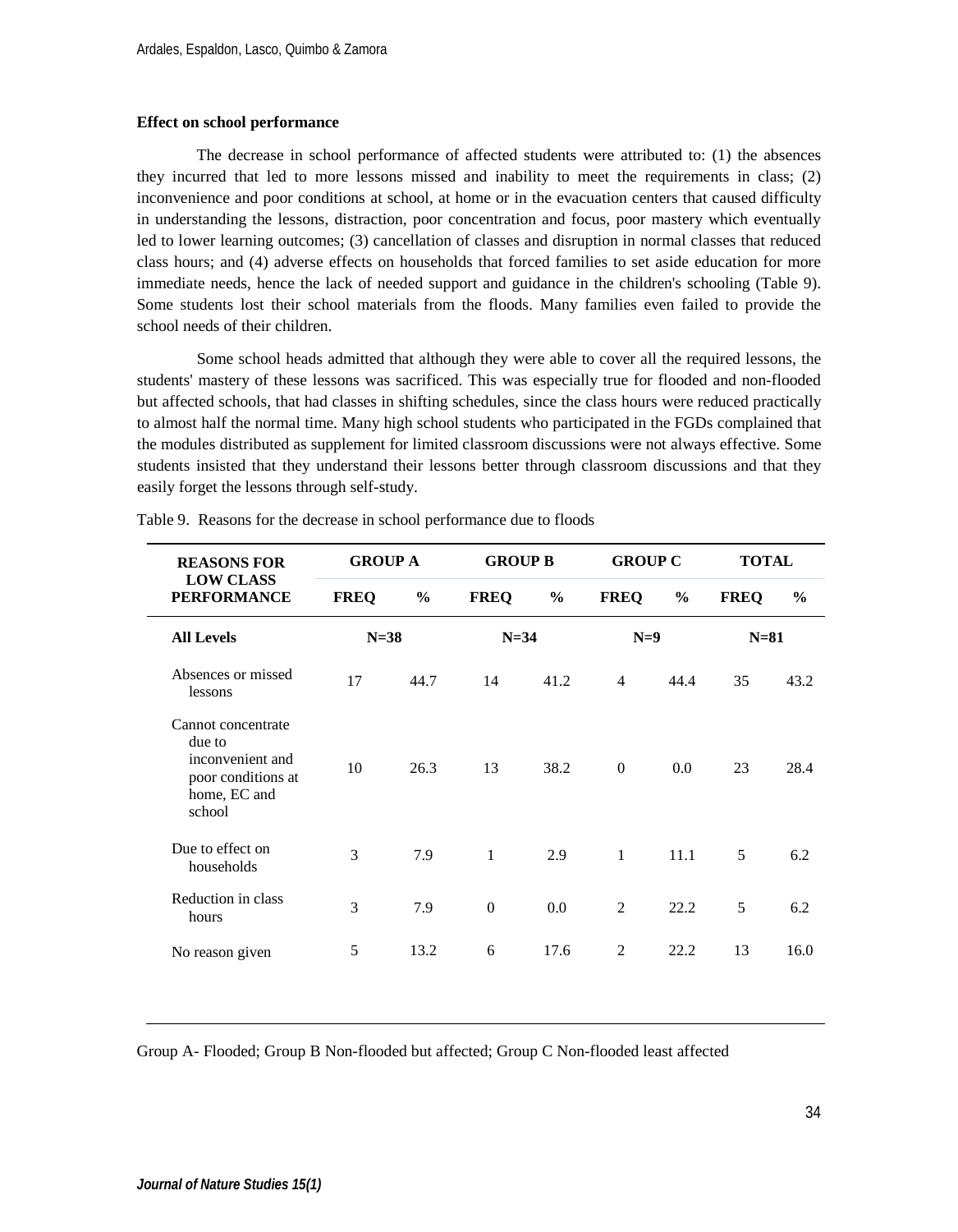**Effect on school performance**

The decrease in school performance of affected students were attributed to: (1) the absences they incurred that led to more lessons missed and inability to meet the requirements in class; (2) inconvenience and poor conditions at school, at home or in the evacuation centers that caused difficulty in understanding the lessons, distraction, poor concentration and focus, poor mastery which eventually led to lower learning outcomes; (3) cancellation of classes and disruption in normal classes that reduced class hours; and (4) adverse effects on households that forced families to set aside education for more immediate needs, hence the lack of needed support and guidance in the children's schooling (Table 9). Some students lost their school materials from the floods. Many families even failed to provide the school needs of their children.

Some school heads admitted that although they were able to cover all the required lessons, the students' mastery of these lessons was sacrificed. This was especially true for flooded and non-flooded but affected schools, that had classes in shifting schedules, since the class hours were reduced practically to almost half the normal time. Many high school students who participated in the FGDs complained that the modules distributed as supplement for limited classroom discussions were not always effective. Some students insisted that they understand their lessons better through classroom discussions and that they easily forget the lessons through self-study.

Table 9. Reasons for the decrease in school performance due to floods

| REASONS FOR LOW CLASS PERFORMANCE | GROUP A | | GROUP B | | GROUP C | | TOTAL | |
|---|---|---|---|---|---|---|---|---|
| | FREQ | % | FREQ | % | FREQ | % | FREQ | % |
| **All Levels** | N=38 | | N=34 | | N=9 | | N=81 | |
| Absences or missed lessons | 17 | 44.7 | 14 | 41.2 | 4 | 44.4 | 35 | 43.2 |
| Cannot concentrate due to inconvenient and poor conditions at home, EC and school | 10 | 26.3 | 13 | 38.2 | 0 | 0.0 | 23 | 28.4 |
| Due to effect on households | 3 | 7.9 | 1 | 2.9 | 1 | 11.1 | 5 | 6.2 |
| Reduction in class hours | 3 | 7.9 | 0 | 0.0 | 2 | 22.2 | 5 | 6.2 |
| No reason given | 5 | 13.2 | 6 | 17.6 | 2 | 22.2 | 13 | 16.0 |

Group A- Flooded; Group B Non-flooded but affected; Group C Non-flooded least affected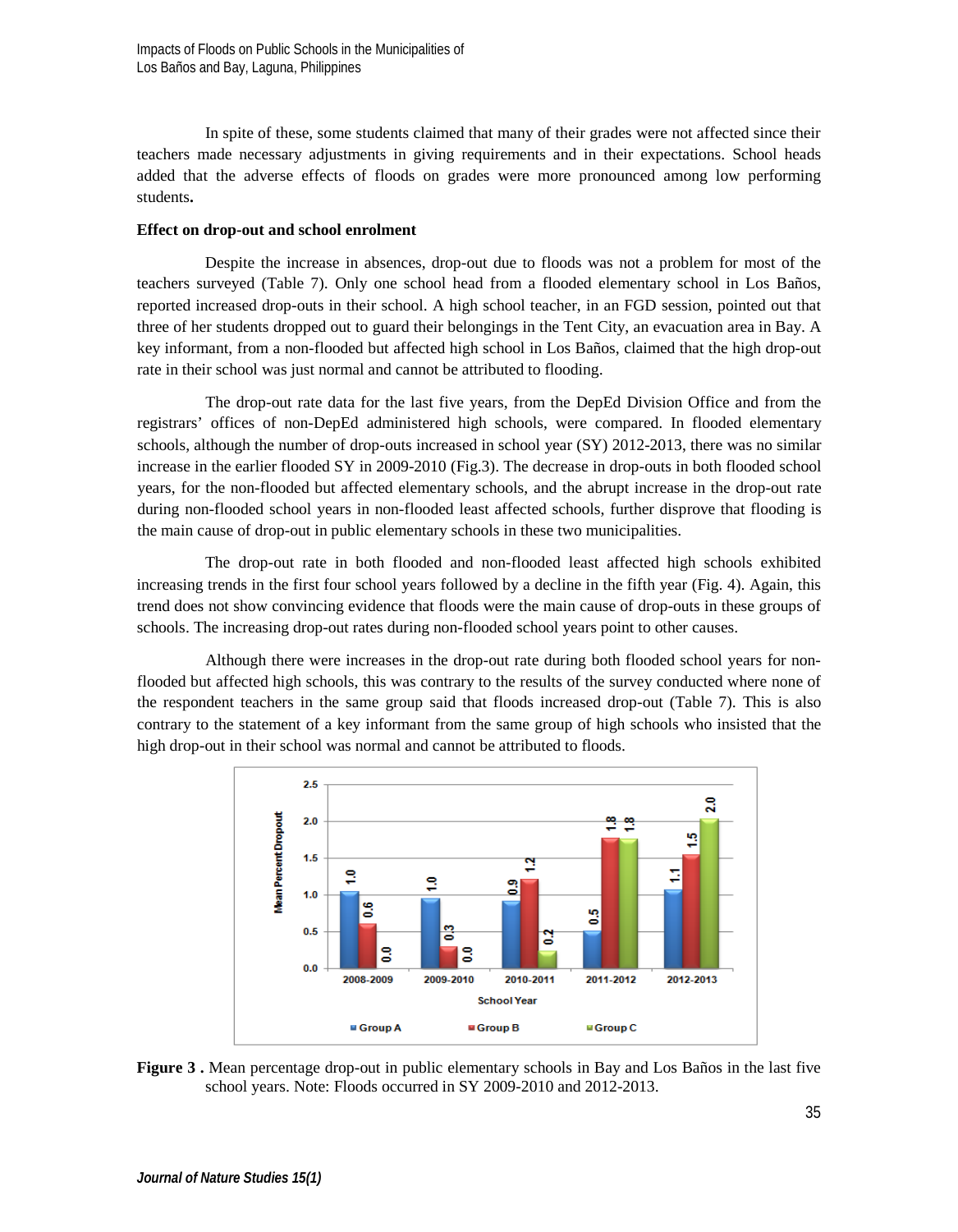In spite of these, some students claimed that many of their grades were not affected since their teachers made necessary adjustments in giving requirements and in their expectations. School heads added that the adverse effects of floods on grades were more pronounced among low performing students**.**

**Effect on drop-out and school enrolment**

Despite the increase in absences, drop-out due to floods was not a problem for most of the teachers surveyed (Table 7). Only one school head from a flooded elementary school in Los Baños, reported increased drop-outs in their school. A high school teacher, in an FGD session, pointed out that three of her students dropped out to guard their belongings in the Tent City, an evacuation area in Bay. A key informant, from a non-flooded but affected high school in Los Baños, claimed that the high drop-out rate in their school was just normal and cannot be attributed to flooding.

The drop-out rate data for the last five years, from the DepEd Division Office and from the registrars' offices of non-DepEd administered high schools, were compared. In flooded elementary schools, although the number of drop-outs increased in school year (SY) 2012-2013, there was no similar increase in the earlier flooded SY in 2009-2010 (Fig.3). The decrease in drop-outs in both flooded school years, for the non-flooded but affected elementary schools, and the abrupt increase in the drop-out rate during non-flooded school years in non-flooded least affected schools, further disprove that flooding is the main cause of drop-out in public elementary schools in these two municipalities.

The drop-out rate in both flooded and non-flooded least affected high schools exhibited increasing trends in the first four school years followed by a decline in the fifth year (Fig. 4). Again, this trend does not show convincing evidence that floods were the main cause of drop-outs in these groups of schools. The increasing drop-out rates during non-flooded school years point to other causes.

Although there were increases in the drop-out rate during both flooded school years for non-flooded but affected high schools, this was contrary to the results of the survey conducted where none of the respondent teachers in the same group said that floods increased drop-out (Table 7). This is also contrary to the statement of a key informant from the same group of high schools who insisted that the high drop-out in their school was normal and cannot be attributed to floods.

| School Year | Group A | Group B | Group C |
|---|---|---|---|
| 2008-2009 | 1.0 | 0.6 | 0.0 |
| 2009-2010 | 1.0 | 0.3 | 0.0 |
| 2010-2011 | 0.9 | 1.2 | 0.2 |
| 2011-2012 | 0.5 | 1.8 | 1.8 |
| 2012-2013 | 1.1 | 1.5 | 2.0 |

**Figure 3 .** Mean percentage drop-out in public elementary schools in Bay and Los Baños in the last five school years. Note: Floods occurred in SY 2009-2010 and 2012-2013.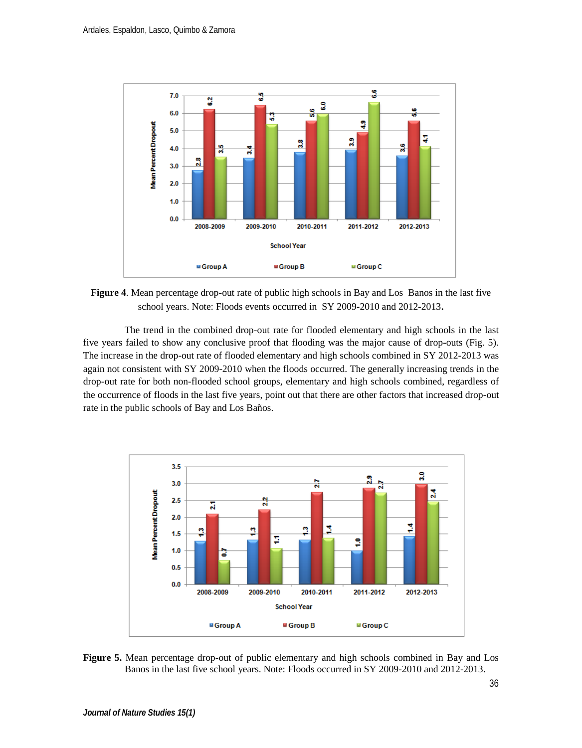**Figure 4**. Mean percentage drop-out rate of public high schools in Bay and Los Banos in the last five school years. Note: Floods events occurred in SY 2009-2010 and 2012-2013**.**

The trend in the combined drop-out rate for flooded elementary and high schools in the last five years failed to show any conclusive proof that flooding was the major cause of drop-outs (Fig. 5). The increase in the drop-out rate of flooded elementary and high schools combined in SY 2012-2013 was again not consistent with SY 2009-2010 when the floods occurred. The generally increasing trends in the drop-out rate for both non-flooded school groups, elementary and high schools combined, regardless of the occurrence of floods in the last five years, point out that there are other factors that increased drop-out rate in the public schools of Bay and Los Baños.

**Figure 5.** Mean percentage drop-out of public elementary and high schools combined in Bay and Los Banos in the last five school years. Note: Floods occurred in SY 2009-2010 and 2012-2013.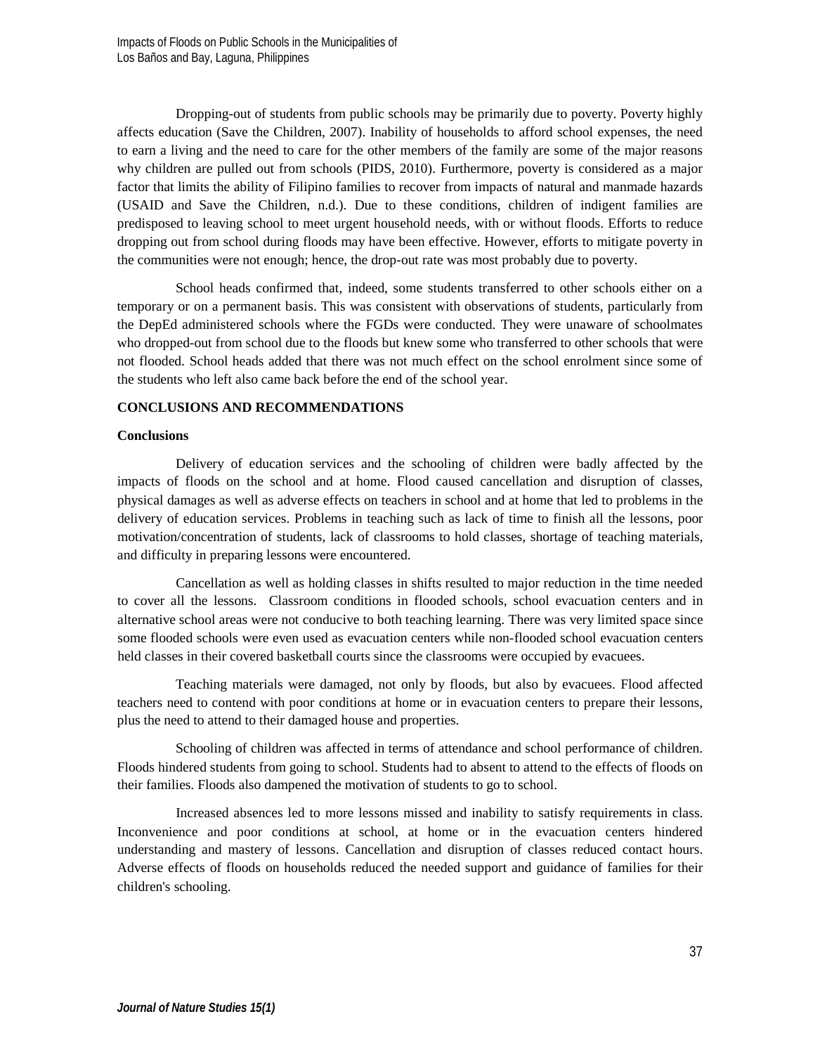Dropping-out of students from public schools may be primarily due to poverty. Poverty highly affects education (Save the Children, 2007). Inability of households to afford school expenses, the need to earn a living and the need to care for the other members of the family are some of the major reasons why children are pulled out from schools (PIDS, 2010). Furthermore, poverty is considered as a major factor that limits the ability of Filipino families to recover from impacts of natural and manmade hazards (USAID and Save the Children, n.d.). Due to these conditions, children of indigent families are predisposed to leaving school to meet urgent household needs, with or without floods. Efforts to reduce dropping out from school during floods may have been effective. However, efforts to mitigate poverty in the communities were not enough; hence, the drop-out rate was most probably due to poverty.

School heads confirmed that, indeed, some students transferred to other schools either on a temporary or on a permanent basis. This was consistent with observations of students, particularly from the DepEd administered schools where the FGDs were conducted. They were unaware of schoolmates who dropped-out from school due to the floods but knew some who transferred to other schools that were not flooded. School heads added that there was not much effect on the school enrolment since some of the students who left also came back before the end of the school year.

## CONCLUSIONS AND RECOMMENDATIONS

### Conclusions

Delivery of education services and the schooling of children were badly affected by the impacts of floods on the school and at home. Flood caused cancellation and disruption of classes, physical damages as well as adverse effects on teachers in school and at home that led to problems in the delivery of education services. Problems in teaching such as lack of time to finish all the lessons, poor motivation/concentration of students, lack of classrooms to hold classes, shortage of teaching materials, and difficulty in preparing lessons were encountered.

Cancellation as well as holding classes in shifts resulted to major reduction in the time needed to cover all the lessons. Classroom conditions in flooded schools, school evacuation centers and in alternative school areas were not conducive to both teaching learning. There was very limited space since some flooded schools were even used as evacuation centers while non-flooded school evacuation centers held classes in their covered basketball courts since the classrooms were occupied by evacuees.

Teaching materials were damaged, not only by floods, but also by evacuees. Flood affected teachers need to contend with poor conditions at home or in evacuation centers to prepare their lessons, plus the need to attend to their damaged house and properties.

Schooling of children was affected in terms of attendance and school performance of children. Floods hindered students from going to school. Students had to absent to attend to the effects of floods on their families. Floods also dampened the motivation of students to go to school.

Increased absences led to more lessons missed and inability to satisfy requirements in class. Inconvenience and poor conditions at school, at home or in the evacuation centers hindered understanding and mastery of lessons. Cancellation and disruption of classes reduced contact hours. Adverse effects of floods on households reduced the needed support and guidance of families for their children's schooling.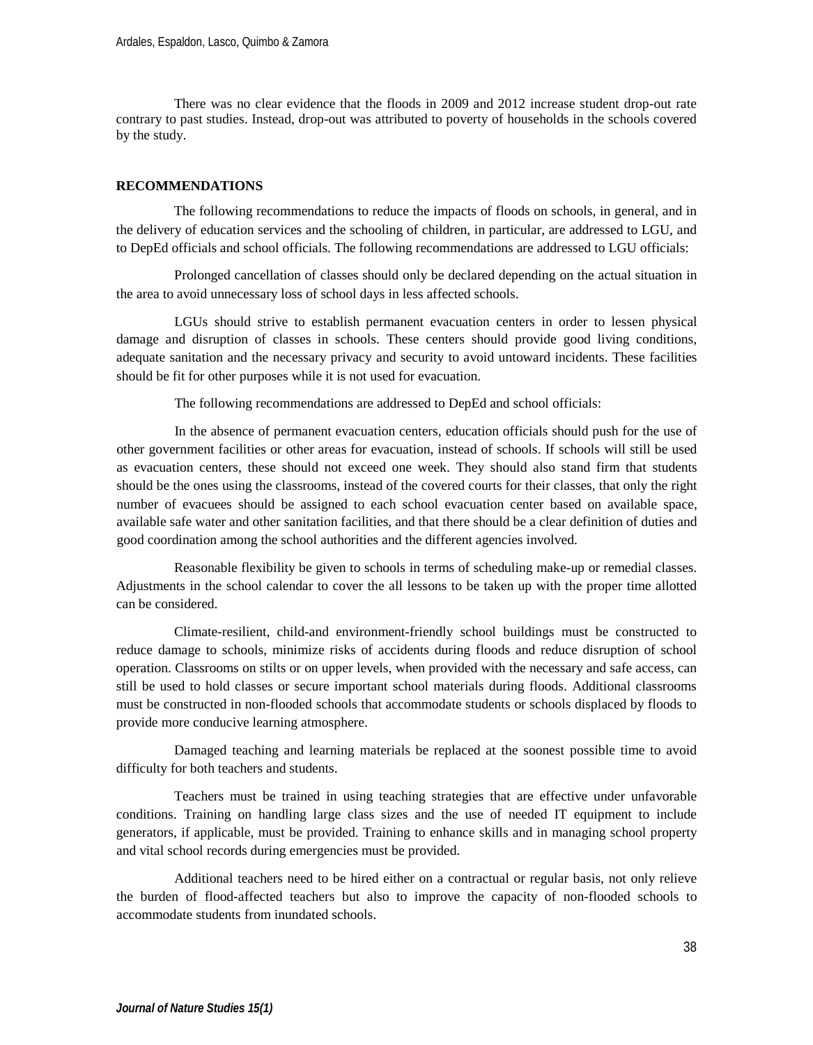There was no clear evidence that the floods in 2009 and 2012 increase student drop-out rate contrary to past studies. Instead, drop-out was attributed to poverty of households in the schools covered by the study.

## RECOMMENDATIONS

The following recommendations to reduce the impacts of floods on schools, in general, and in the delivery of education services and the schooling of children, in particular, are addressed to LGU, and to DepEd officials and school officials. The following recommendations are addressed to LGU officials:

Prolonged cancellation of classes should only be declared depending on the actual situation in the area to avoid unnecessary loss of school days in less affected schools.

LGUs should strive to establish permanent evacuation centers in order to lessen physical damage and disruption of classes in schools. These centers should provide good living conditions, adequate sanitation and the necessary privacy and security to avoid untoward incidents. These facilities should be fit for other purposes while it is not used for evacuation.

The following recommendations are addressed to DepEd and school officials:

In the absence of permanent evacuation centers, education officials should push for the use of other government facilities or other areas for evacuation, instead of schools. If schools will still be used as evacuation centers, these should not exceed one week. They should also stand firm that students should be the ones using the classrooms, instead of the covered courts for their classes, that only the right number of evacuees should be assigned to each school evacuation center based on available space, available safe water and other sanitation facilities, and that there should be a clear definition of duties and good coordination among the school authorities and the different agencies involved.

Reasonable flexibility be given to schools in terms of scheduling make-up or remedial classes. Adjustments in the school calendar to cover the all lessons to be taken up with the proper time allotted can be considered.

Climate-resilient, child-and environment-friendly school buildings must be constructed to reduce damage to schools, minimize risks of accidents during floods and reduce disruption of school operation. Classrooms on stilts or on upper levels, when provided with the necessary and safe access, can still be used to hold classes or secure important school materials during floods. Additional classrooms must be constructed in non-flooded schools that accommodate students or schools displaced by floods to provide more conducive learning atmosphere.

Damaged teaching and learning materials be replaced at the soonest possible time to avoid difficulty for both teachers and students.

Teachers must be trained in using teaching strategies that are effective under unfavorable conditions. Training on handling large class sizes and the use of needed IT equipment to include generators, if applicable, must be provided. Training to enhance skills and in managing school property and vital school records during emergencies must be provided.

Additional teachers need to be hired either on a contractual or regular basis, not only relieve the burden of flood-affected teachers but also to improve the capacity of non-flooded schools to accommodate students from inundated schools.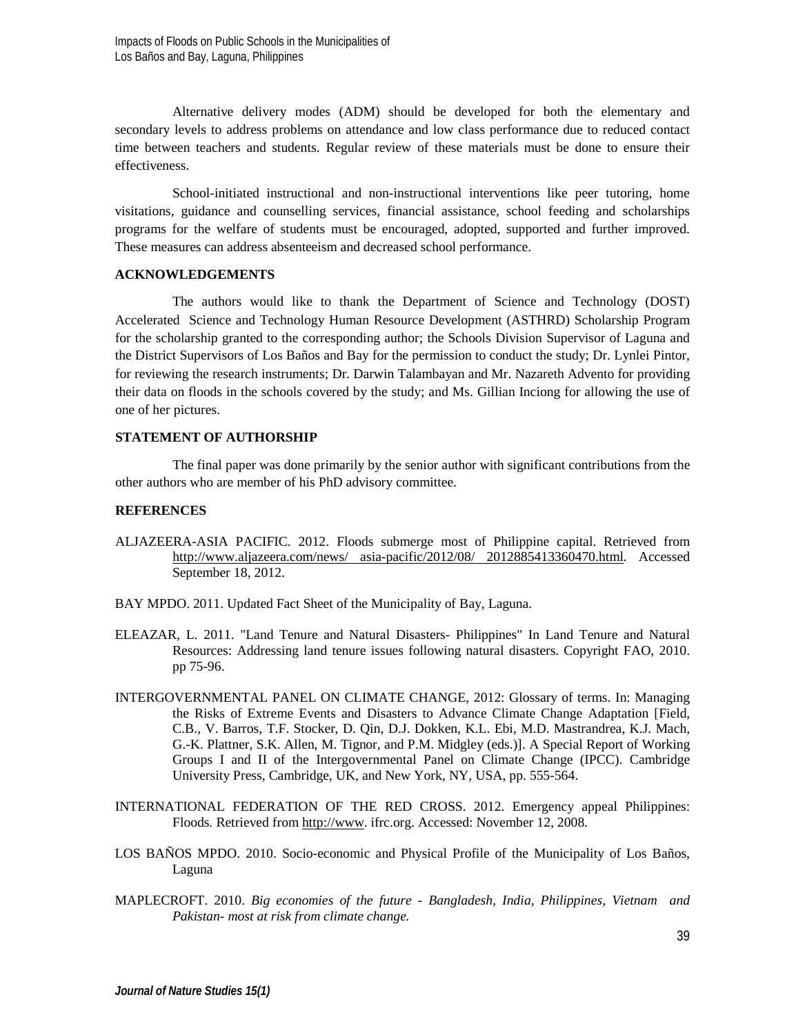Alternative delivery modes (ADM) should be developed for both the elementary and secondary levels to address problems on attendance and low class performance due to reduced contact time between teachers and students. Regular review of these materials must be done to ensure their effectiveness.

School-initiated instructional and non-instructional interventions like peer tutoring, home visitations, guidance and counselling services, financial assistance, school feeding and scholarships programs for the welfare of students must be encouraged, adopted, supported and further improved. These measures can address absenteeism and decreased school performance.

## ACKNOWLEDGEMENTS

The authors would like to thank the Department of Science and Technology (DOST) Accelerated Science and Technology Human Resource Development (ASTHRD) Scholarship Program for the scholarship granted to the corresponding author; the Schools Division Supervisor of Laguna and the District Supervisors of Los Baños and Bay for the permission to conduct the study; Dr. Lynlei Pintor, for reviewing the research instruments; Dr. Darwin Talambayan and Mr. Nazareth Advento for providing their data on floods in the schools covered by the study; and Ms. Gillian Inciong for allowing the use of one of her pictures.

## STATEMENT OF AUTHORSHIP

The final paper was done primarily by the senior author with significant contributions from the other authors who are member of his PhD advisory committee.

## REFERENCES

ALJAZEERA-ASIA PACIFIC. 2012. Floods submerge most of Philippine capital. Retrieved from http://www.aljazeera.com/news/ asia-pacific/2012/08/ 2012885413360470.html. Accessed September 18, 2012.

BAY MPDO. 2011. Updated Fact Sheet of the Municipality of Bay, Laguna.

ELEAZAR, L. 2011. "Land Tenure and Natural Disasters- Philippines" In Land Tenure and Natural Resources: Addressing land tenure issues following natural disasters. Copyright FAO, 2010. pp 75-96.

INTERGOVERNMENTAL PANEL ON CLIMATE CHANGE, 2012: Glossary of terms. In: Managing the Risks of Extreme Events and Disasters to Advance Climate Change Adaptation [Field, C.B., V. Barros, T.F. Stocker, D. Qin, D.J. Dokken, K.L. Ebi, M.D. Mastrandrea, K.J. Mach, G.-K. Plattner, S.K. Allen, M. Tignor, and P.M. Midgley (eds.)]. A Special Report of Working Groups I and II of the Intergovernmental Panel on Climate Change (IPCC). Cambridge University Press, Cambridge, UK, and New York, NY, USA, pp. 555-564.

INTERNATIONAL FEDERATION OF THE RED CROSS. 2012. Emergency appeal Philippines: Floods. Retrieved from http://www. ifrc.org. Accessed: November 12, 2008.

LOS BAÑOS MPDO. 2010. Socio-economic and Physical Profile of the Municipality of Los Baños, Laguna

MAPLECROFT. 2010. *Big economies of the future - Bangladesh, India, Philippines, Vietnam and Pakistan- most at risk from climate change.*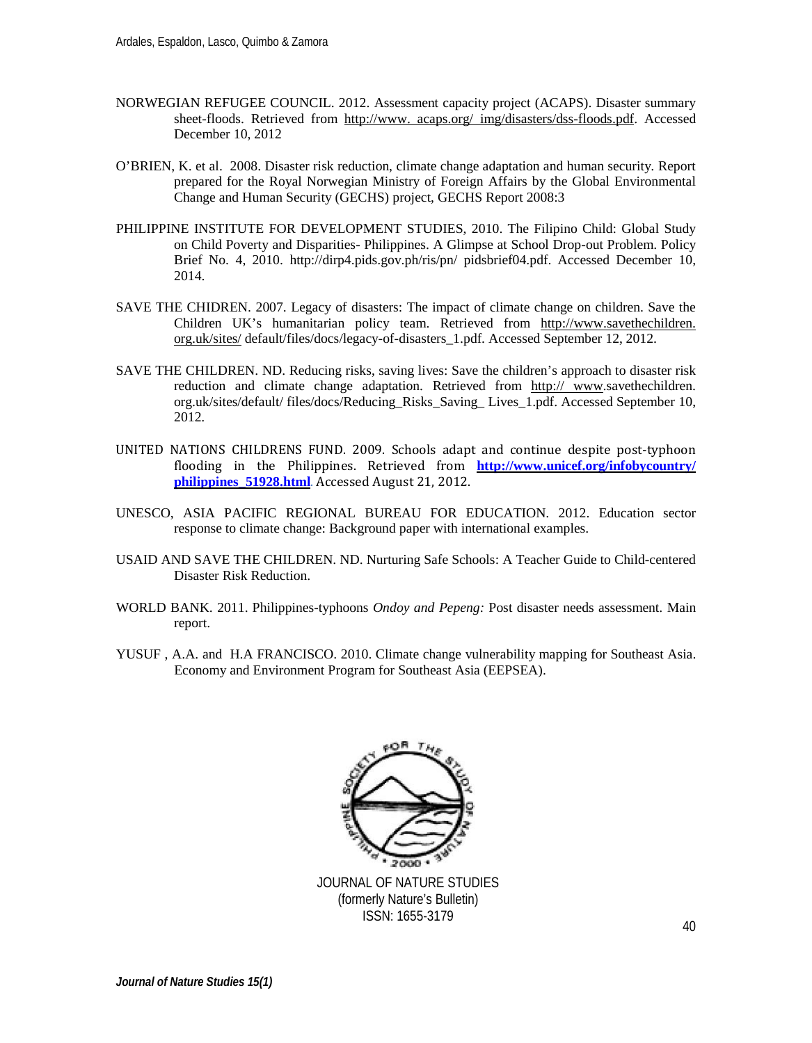NORWEGIAN REFUGEE COUNCIL. 2012. Assessment capacity project (ACAPS). Disaster summary sheet-floods. Retrieved from http://www. acaps.org/ img/disasters/dss-floods.pdf. Accessed December 10, 2012

O'BRIEN, K. et al. 2008. Disaster risk reduction, climate change adaptation and human security. Report prepared for the Royal Norwegian Ministry of Foreign Affairs by the Global Environmental Change and Human Security (GECHS) project, GECHS Report 2008:3

PHILIPPINE INSTITUTE FOR DEVELOPMENT STUDIES, 2010. The Filipino Child: Global Study on Child Poverty and Disparities- Philippines. A Glimpse at School Drop-out Problem. Policy Brief No. 4, 2010. http://dirp4.pids.gov.ph/ris/pn/ pidsbrief04.pdf. Accessed December 10, 2014.

SAVE THE CHIDREN. 2007. Legacy of disasters: The impact of climate change on children. Save the Children UK's humanitarian policy team. Retrieved from http://www.savethechildren. org.uk/sites/ default/files/docs/legacy-of-disasters_1.pdf. Accessed September 12, 2012.

SAVE THE CHILDREN. ND. Reducing risks, saving lives: Save the children's approach to disaster risk reduction and climate change adaptation. Retrieved from http:// www.savethechildren. org.uk/sites/default/ files/docs/Reducing_Risks_Saving_ Lives_1.pdf. Accessed September 10, 2012.

UNITED NATIONS CHILDRENS FUND. 2009. Schools adapt and continue despite post-typhoon flooding in the Philippines. Retrieved from **http://www.unicef.org/infobycountry/ philippines_51928.html**. Accessed August 21, 2012.

UNESCO, ASIA PACIFIC REGIONAL BUREAU FOR EDUCATION. 2012. Education sector response to climate change: Background paper with international examples.

USAID AND SAVE THE CHILDREN. ND. Nurturing Safe Schools: A Teacher Guide to Child-centered Disaster Risk Reduction.

WORLD BANK. 2011. Philippines-typhoons *Ondoy and Pepeng:* Post disaster needs assessment. Main report.

YUSUF , A.A. and H.A FRANCISCO. 2010. Climate change vulnerability mapping for Southeast Asia. Economy and Environment Program for Southeast Asia (EEPSEA).

JOURNAL OF NATURE STUDIES
(formerly Nature's Bulletin)
ISSN: 1655-3179